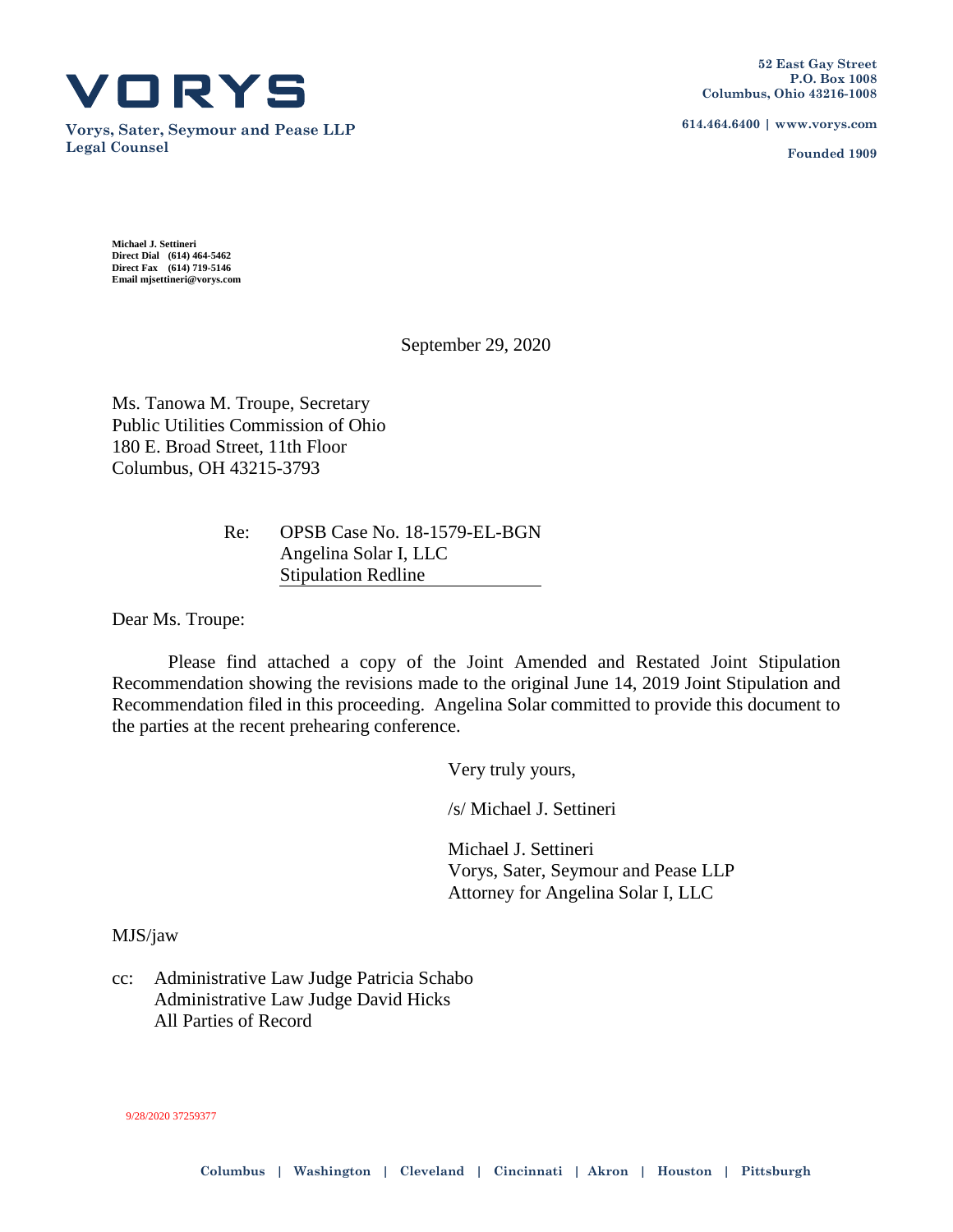**VORYS**

**Vorys, Sater, Seymour and Pease LLP**
**Legal Counsel**

**52 East Gay Street**
**P.O. Box 1008**
**Columbus, Ohio 43216-1008**

**614.464.6400 | www.vorys.com**

**Founded 1909**

**Michael J. Settineri**
**Direct Dial (614) 464-5462**
**Direct Fax (614) 719-5146**
**Email mjsettineri@vorys.com**

September 29, 2020

Ms. Tanowa M. Troupe, Secretary
Public Utilities Commission of Ohio
180 E. Broad Street, 11th Floor
Columbus, OH 43215-3793

Re: OPSB Case No. 18-1579-EL-BGN
Angelina Solar I, LLC
Stipulation Redline

Dear Ms. Troupe:

Please find attached a copy of the Joint Amended and Restated Joint Stipulation Recommendation showing the revisions made to the original June 14, 2019 Joint Stipulation and Recommendation filed in this proceeding. Angelina Solar committed to provide this document to the parties at the recent prehearing conference.

Very truly yours,

/s/ Michael J. Settineri

Michael J. Settineri
Vorys, Sater, Seymour and Pease LLP
Attorney for Angelina Solar I, LLC

MJS/jaw

cc: Administrative Law Judge Patricia Schabo
Administrative Law Judge David Hicks
All Parties of Record

9/28/2020 37259377

**Columbus | Washington | Cleveland | Cincinnati | Akron | Houston | Pittsburgh**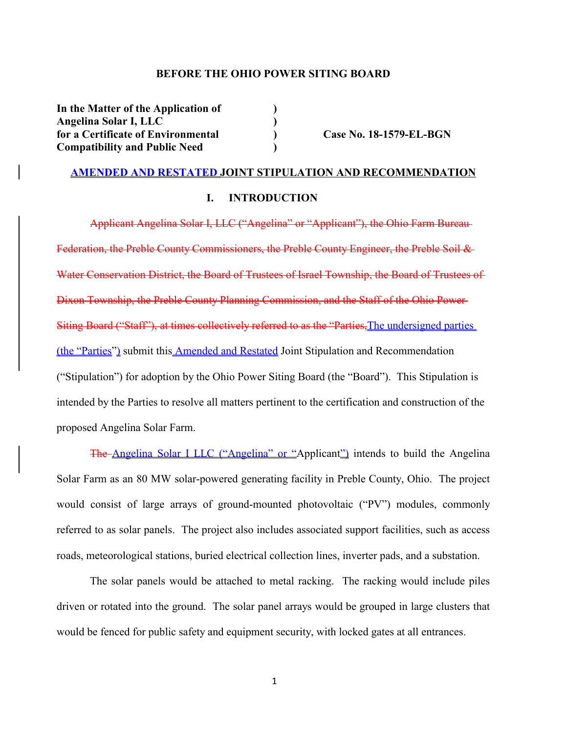**BEFORE THE OHIO POWER SITING BOARD**

| | | |
|---|---|---|
| **In the Matter of the Application of** | **)** | |
| **Angelina Solar I, LLC** | **)** | |
| **for a Certificate of Environmental** | **)** | **Case No. 18-1579-EL-BGN** |
| **Compatibility and Public Need** | **)** | |

## AMENDED AND RESTATED JOINT STIPULATION AND RECOMMENDATION

### I. INTRODUCTION

~~Applicant Angelina Solar I, LLC ("Angelina" or "Applicant"), the Ohio Farm Bureau Federation, the Preble County Commissioners, the Preble County Engineer, the Preble Soil & Water Conservation District, the Board of Trustees of Israel Township, the Board of Trustees of Dixon Township, the Preble County Planning Commission, and the Staff of the Ohio Power Siting Board ("Staff"), at times collectively referred to as the "Parties,~~The undersigned parties (the "Parties") submit this Amended and Restated Joint Stipulation and Recommendation ("Stipulation") for adoption by the Ohio Power Siting Board (the "Board"). This Stipulation is intended by the Parties to resolve all matters pertinent to the certification and construction of the proposed Angelina Solar Farm.

~~The~~ Angelina Solar I LLC ("Angelina" or "Applicant") intends to build the Angelina Solar Farm as an 80 MW solar-powered generating facility in Preble County, Ohio. The project would consist of large arrays of ground-mounted photovoltaic ("PV") modules, commonly referred to as solar panels. The project also includes associated support facilities, such as access roads, meteorological stations, buried electrical collection lines, inverter pads, and a substation.

The solar panels would be attached to metal racking. The racking would include piles driven or rotated into the ground. The solar panel arrays would be grouped in large clusters that would be fenced for public safety and equipment security, with locked gates at all entrances.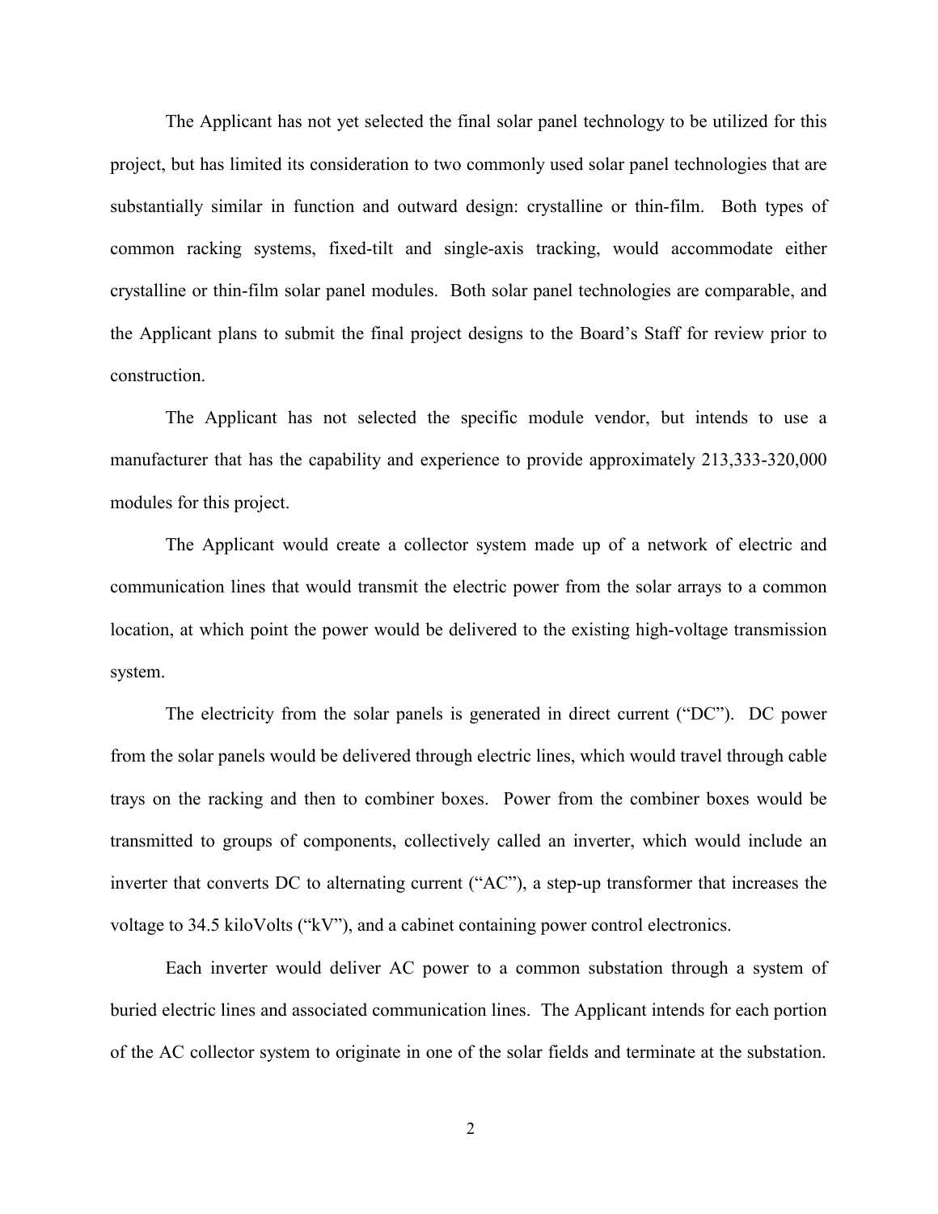The Applicant has not yet selected the final solar panel technology to be utilized for this project, but has limited its consideration to two commonly used solar panel technologies that are substantially similar in function and outward design: crystalline or thin-film. Both types of common racking systems, fixed-tilt and single-axis tracking, would accommodate either crystalline or thin-film solar panel modules. Both solar panel technologies are comparable, and the Applicant plans to submit the final project designs to the Board's Staff for review prior to construction.

The Applicant has not selected the specific module vendor, but intends to use a manufacturer that has the capability and experience to provide approximately 213,333-320,000 modules for this project.

The Applicant would create a collector system made up of a network of electric and communication lines that would transmit the electric power from the solar arrays to a common location, at which point the power would be delivered to the existing high-voltage transmission system.

The electricity from the solar panels is generated in direct current ("DC"). DC power from the solar panels would be delivered through electric lines, which would travel through cable trays on the racking and then to combiner boxes. Power from the combiner boxes would be transmitted to groups of components, collectively called an inverter, which would include an inverter that converts DC to alternating current ("AC"), a step-up transformer that increases the voltage to 34.5 kiloVolts ("kV"), and a cabinet containing power control electronics.

Each inverter would deliver AC power to a common substation through a system of buried electric lines and associated communication lines. The Applicant intends for each portion of the AC collector system to originate in one of the solar fields and terminate at the substation.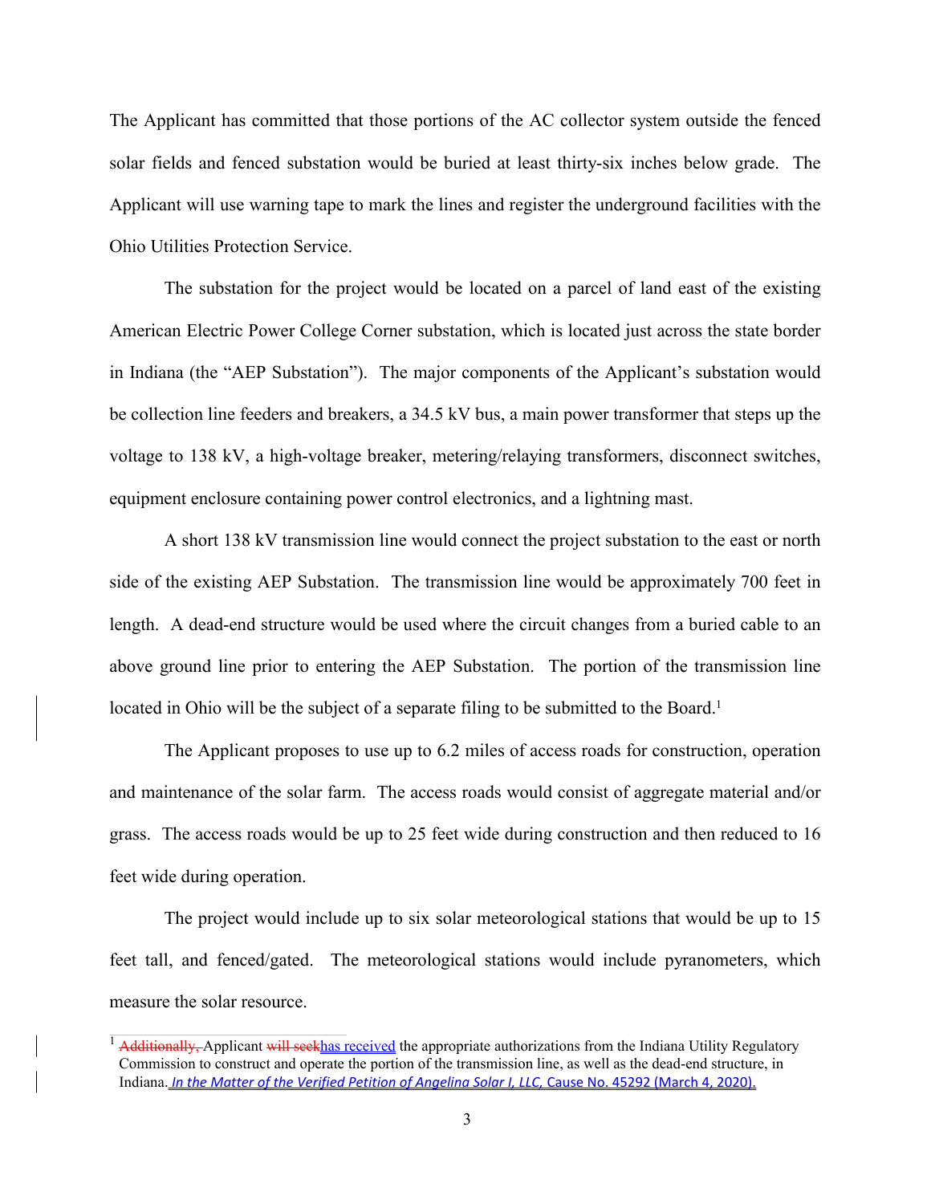The Applicant has committed that those portions of the AC collector system outside the fenced solar fields and fenced substation would be buried at least thirty-six inches below grade. The Applicant will use warning tape to mark the lines and register the underground facilities with the Ohio Utilities Protection Service.

The substation for the project would be located on a parcel of land east of the existing American Electric Power College Corner substation, which is located just across the state border in Indiana (the "AEP Substation"). The major components of the Applicant's substation would be collection line feeders and breakers, a 34.5 kV bus, a main power transformer that steps up the voltage to 138 kV, a high-voltage breaker, metering/relaying transformers, disconnect switches, equipment enclosure containing power control electronics, and a lightning mast.

A short 138 kV transmission line would connect the project substation to the east or north side of the existing AEP Substation. The transmission line would be approximately 700 feet in length. A dead-end structure would be used where the circuit changes from a buried cable to an above ground line prior to entering the AEP Substation. The portion of the transmission line located in Ohio will be the subject of a separate filing to be submitted to the Board.[1]

The Applicant proposes to use up to 6.2 miles of access roads for construction, operation and maintenance of the solar farm. The access roads would consist of aggregate material and/or grass. The access roads would be up to 25 feet wide during construction and then reduced to 16 feet wide during operation.

The project would include up to six solar meteorological stations that would be up to 15 feet tall, and fenced/gated. The meteorological stations would include pyranometers, which measure the solar resource.

---

[1] ~~Additionally,~~ Applicant ~~will seek~~has received the appropriate authorizations from the Indiana Utility Regulatory Commission to construct and operate the portion of the transmission line, as well as the dead-end structure, in Indiana. *In the Matter of the Verified Petition of Angelina Solar I, LLC,* Cause No. 45292 (March 4, 2020).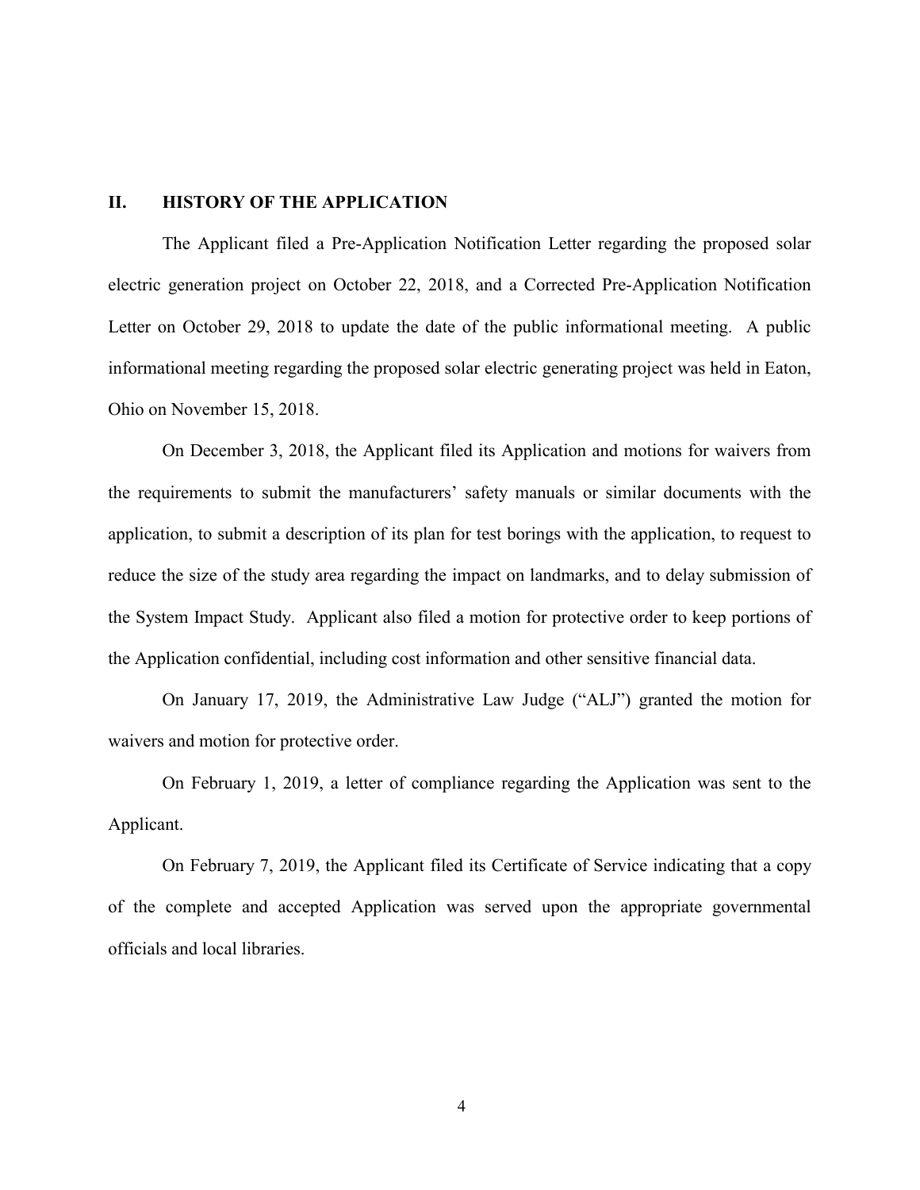## II. HISTORY OF THE APPLICATION

The Applicant filed a Pre-Application Notification Letter regarding the proposed solar electric generation project on October 22, 2018, and a Corrected Pre-Application Notification Letter on October 29, 2018 to update the date of the public informational meeting. A public informational meeting regarding the proposed solar electric generating project was held in Eaton, Ohio on November 15, 2018.

On December 3, 2018, the Applicant filed its Application and motions for waivers from the requirements to submit the manufacturers' safety manuals or similar documents with the application, to submit a description of its plan for test borings with the application, to request to reduce the size of the study area regarding the impact on landmarks, and to delay submission of the System Impact Study. Applicant also filed a motion for protective order to keep portions of the Application confidential, including cost information and other sensitive financial data.

On January 17, 2019, the Administrative Law Judge ("ALJ") granted the motion for waivers and motion for protective order.

On February 1, 2019, a letter of compliance regarding the Application was sent to the Applicant.

On February 7, 2019, the Applicant filed its Certificate of Service indicating that a copy of the complete and accepted Application was served upon the appropriate governmental officials and local libraries.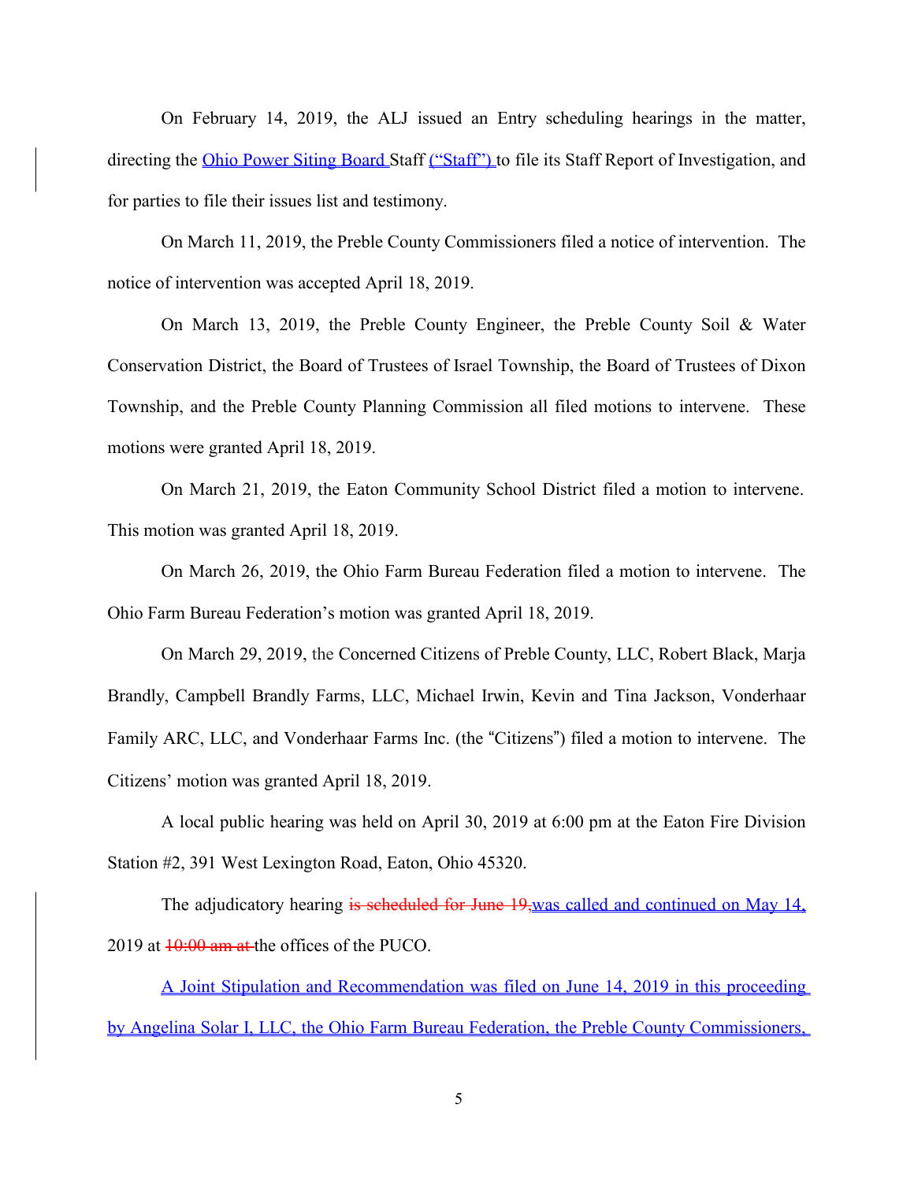On February 14, 2019, the ALJ issued an Entry scheduling hearings in the matter, directing the Ohio Power Siting Board Staff ("Staff") to file its Staff Report of Investigation, and for parties to file their issues list and testimony.

On March 11, 2019, the Preble County Commissioners filed a notice of intervention. The notice of intervention was accepted April 18, 2019.

On March 13, 2019, the Preble County Engineer, the Preble County Soil & Water Conservation District, the Board of Trustees of Israel Township, the Board of Trustees of Dixon Township, and the Preble County Planning Commission all filed motions to intervene. These motions were granted April 18, 2019.

On March 21, 2019, the Eaton Community School District filed a motion to intervene. This motion was granted April 18, 2019.

On March 26, 2019, the Ohio Farm Bureau Federation filed a motion to intervene. The Ohio Farm Bureau Federation's motion was granted April 18, 2019.

On March 29, 2019, the Concerned Citizens of Preble County, LLC, Robert Black, Marja Brandly, Campbell Brandly Farms, LLC, Michael Irwin, Kevin and Tina Jackson, Vonderhaar Family ARC, LLC, and Vonderhaar Farms Inc. (the "Citizens") filed a motion to intervene. The Citizens' motion was granted April 18, 2019.

A local public hearing was held on April 30, 2019 at 6:00 pm at the Eaton Fire Division Station #2, 391 West Lexington Road, Eaton, Ohio 45320.

The adjudicatory hearing ~~is scheduled for June 19,~~was called and continued on May 14, 2019 at ~~10:00 am at~~ the offices of the PUCO.

A Joint Stipulation and Recommendation was filed on June 14, 2019 in this proceeding by Angelina Solar I, LLC, the Ohio Farm Bureau Federation, the Preble County Commissioners,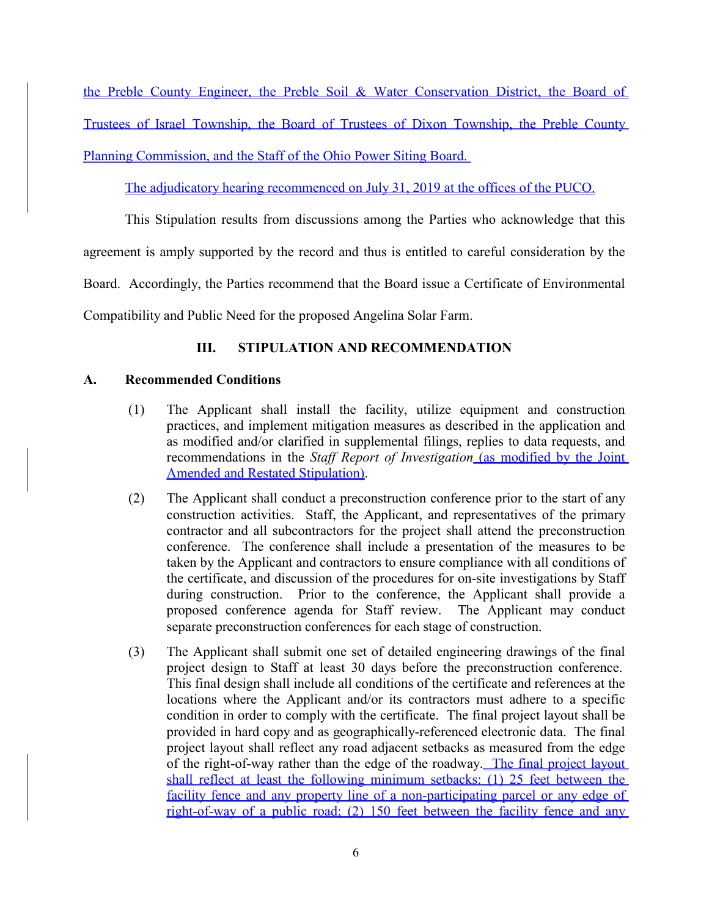the Preble County Engineer, the Preble Soil & Water Conservation District, the Board of Trustees of Israel Township, the Board of Trustees of Dixon Township, the Preble County Planning Commission, and the Staff of the Ohio Power Siting Board.

The adjudicatory hearing recommenced on July 31, 2019 at the offices of the PUCO.

This Stipulation results from discussions among the Parties who acknowledge that this agreement is amply supported by the record and thus is entitled to careful consideration by the Board. Accordingly, the Parties recommend that the Board issue a Certificate of Environmental Compatibility and Public Need for the proposed Angelina Solar Farm.

## III. STIPULATION AND RECOMMENDATION

### A. Recommended Conditions

(1) The Applicant shall install the facility, utilize equipment and construction practices, and implement mitigation measures as described in the application and as modified and/or clarified in supplemental filings, replies to data requests, and recommendations in the *Staff Report of Investigation* (as modified by the Joint Amended and Restated Stipulation).

(2) The Applicant shall conduct a preconstruction conference prior to the start of any construction activities. Staff, the Applicant, and representatives of the primary contractor and all subcontractors for the project shall attend the preconstruction conference. The conference shall include a presentation of the measures to be taken by the Applicant and contractors to ensure compliance with all conditions of the certificate, and discussion of the procedures for on-site investigations by Staff during construction. Prior to the conference, the Applicant shall provide a proposed conference agenda for Staff review. The Applicant may conduct separate preconstruction conferences for each stage of construction.

(3) The Applicant shall submit one set of detailed engineering drawings of the final project design to Staff at least 30 days before the preconstruction conference. This final design shall include all conditions of the certificate and references at the locations where the Applicant and/or its contractors must adhere to a specific condition in order to comply with the certificate. The final project layout shall be provided in hard copy and as geographically-referenced electronic data. The final project layout shall reflect any road adjacent setbacks as measured from the edge of the right-of-way rather than the edge of the roadway. The final project layout shall reflect at least the following minimum setbacks: (1) 25 feet between the facility fence and any property line of a non-participating parcel or any edge of right-of-way of a public road; (2) 150 feet between the facility fence and any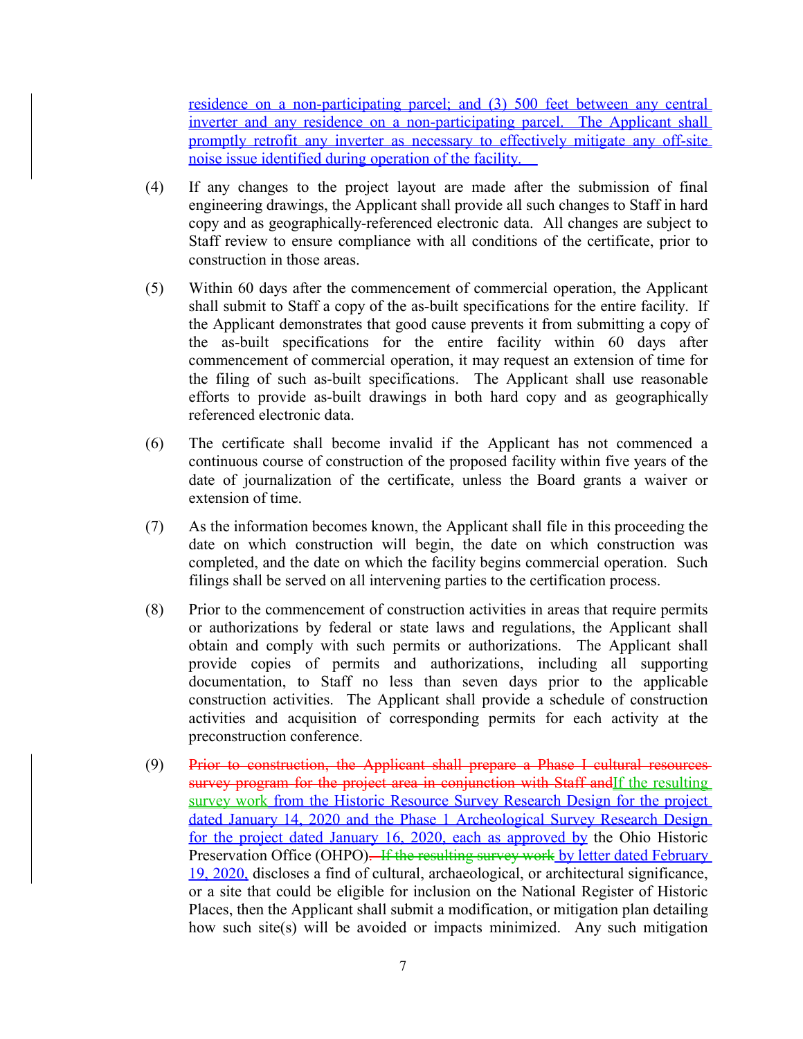residence on a non-participating parcel; and (3) 500 feet between any central inverter and any residence on a non-participating parcel. The Applicant shall promptly retrofit any inverter as necessary to effectively mitigate any off-site noise issue identified during operation of the facility.

(4) If any changes to the project layout are made after the submission of final engineering drawings, the Applicant shall provide all such changes to Staff in hard copy and as geographically-referenced electronic data. All changes are subject to Staff review to ensure compliance with all conditions of the certificate, prior to construction in those areas.

(5) Within 60 days after the commencement of commercial operation, the Applicant shall submit to Staff a copy of the as-built specifications for the entire facility. If the Applicant demonstrates that good cause prevents it from submitting a copy of the as-built specifications for the entire facility within 60 days after commencement of commercial operation, it may request an extension of time for the filing of such as-built specifications. The Applicant shall use reasonable efforts to provide as-built drawings in both hard copy and as geographically referenced electronic data.

(6) The certificate shall become invalid if the Applicant has not commenced a continuous course of construction of the proposed facility within five years of the date of journalization of the certificate, unless the Board grants a waiver or extension of time.

(7) As the information becomes known, the Applicant shall file in this proceeding the date on which construction will begin, the date on which construction was completed, and the date on which the facility begins commercial operation. Such filings shall be served on all intervening parties to the certification process.

(8) Prior to the commencement of construction activities in areas that require permits or authorizations by federal or state laws and regulations, the Applicant shall obtain and comply with such permits or authorizations. The Applicant shall provide copies of permits and authorizations, including all supporting documentation, to Staff no less than seven days prior to the applicable construction activities. The Applicant shall provide a schedule of construction activities and acquisition of corresponding permits for each activity at the preconstruction conference.

(9) ~~Prior to construction, the Applicant shall prepare a Phase I cultural resources survey program for the project area in conjunction with Staff and~~If the resulting survey work from the Historic Resource Survey Research Design for the project dated January 14, 2020 and the Phase 1 Archeological Survey Research Design for the project dated January 16, 2020, each as approved by the Ohio Historic Preservation Office (OHPO)~~. If the resulting survey work~~ by letter dated February 19, 2020, discloses a find of cultural, archaeological, or architectural significance, or a site that could be eligible for inclusion on the National Register of Historic Places, then the Applicant shall submit a modification, or mitigation plan detailing how such site(s) will be avoided or impacts minimized. Any such mitigation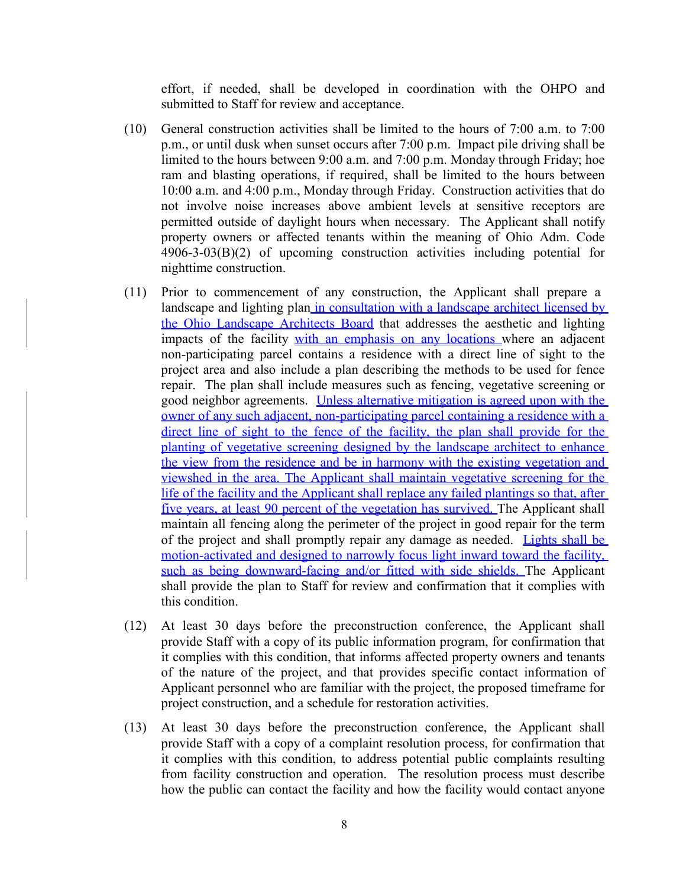effort, if needed, shall be developed in coordination with the OHPO and submitted to Staff for review and acceptance.

(10) General construction activities shall be limited to the hours of 7:00 a.m. to 7:00 p.m., or until dusk when sunset occurs after 7:00 p.m. Impact pile driving shall be limited to the hours between 9:00 a.m. and 7:00 p.m. Monday through Friday; hoe ram and blasting operations, if required, shall be limited to the hours between 10:00 a.m. and 4:00 p.m., Monday through Friday. Construction activities that do not involve noise increases above ambient levels at sensitive receptors are permitted outside of daylight hours when necessary. The Applicant shall notify property owners or affected tenants within the meaning of Ohio Adm. Code 4906-3-03(B)(2) of upcoming construction activities including potential for nighttime construction.

(11) Prior to commencement of any construction, the Applicant shall prepare a landscape and lighting plan in consultation with a landscape architect licensed by the Ohio Landscape Architects Board that addresses the aesthetic and lighting impacts of the facility with an emphasis on any locations where an adjacent non-participating parcel contains a residence with a direct line of sight to the project area and also include a plan describing the methods to be used for fence repair. The plan shall include measures such as fencing, vegetative screening or good neighbor agreements. Unless alternative mitigation is agreed upon with the owner of any such adjacent, non-participating parcel containing a residence with a direct line of sight to the fence of the facility, the plan shall provide for the planting of vegetative screening designed by the landscape architect to enhance the view from the residence and be in harmony with the existing vegetation and viewshed in the area. The Applicant shall maintain vegetative screening for the life of the facility and the Applicant shall replace any failed plantings so that, after five years, at least 90 percent of the vegetation has survived. The Applicant shall maintain all fencing along the perimeter of the project in good repair for the term of the project and shall promptly repair any damage as needed. Lights shall be motion-activated and designed to narrowly focus light inward toward the facility, such as being downward-facing and/or fitted with side shields. The Applicant shall provide the plan to Staff for review and confirmation that it complies with this condition.

(12) At least 30 days before the preconstruction conference, the Applicant shall provide Staff with a copy of its public information program, for confirmation that it complies with this condition, that informs affected property owners and tenants of the nature of the project, and that provides specific contact information of Applicant personnel who are familiar with the project, the proposed timeframe for project construction, and a schedule for restoration activities.

(13) At least 30 days before the preconstruction conference, the Applicant shall provide Staff with a copy of a complaint resolution process, for confirmation that it complies with this condition, to address potential public complaints resulting from facility construction and operation. The resolution process must describe how the public can contact the facility and how the facility would contact anyone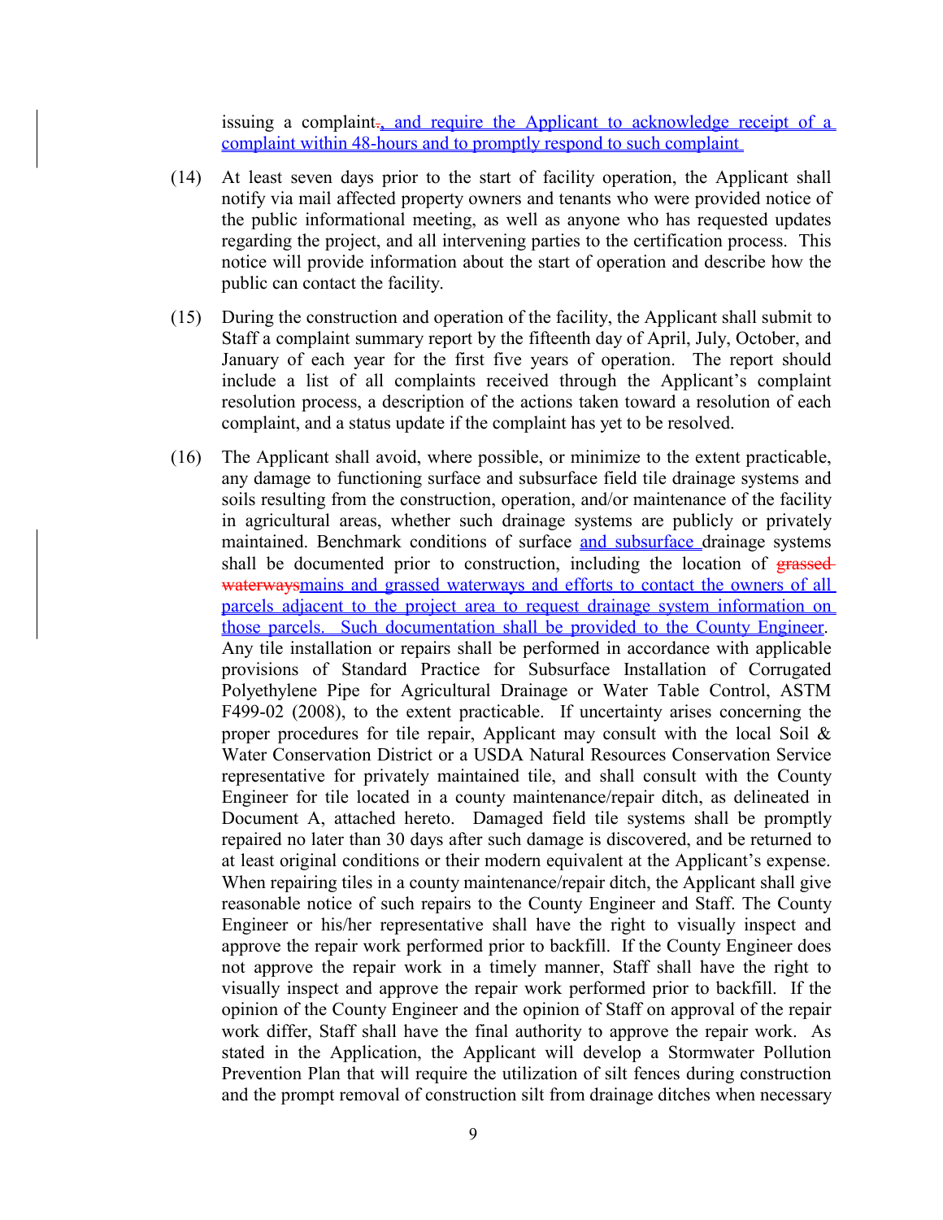issuing a complaint., and require the Applicant to acknowledge receipt of a complaint within 48-hours and to promptly respond to such complaint

(14) At least seven days prior to the start of facility operation, the Applicant shall notify via mail affected property owners and tenants who were provided notice of the public informational meeting, as well as anyone who has requested updates regarding the project, and all intervening parties to the certification process. This notice will provide information about the start of operation and describe how the public can contact the facility.

(15) During the construction and operation of the facility, the Applicant shall submit to Staff a complaint summary report by the fifteenth day of April, July, October, and January of each year for the first five years of operation. The report should include a list of all complaints received through the Applicant's complaint resolution process, a description of the actions taken toward a resolution of each complaint, and a status update if the complaint has yet to be resolved.

(16) The Applicant shall avoid, where possible, or minimize to the extent practicable, any damage to functioning surface and subsurface field tile drainage systems and soils resulting from the construction, operation, and/or maintenance of the facility in agricultural areas, whether such drainage systems are publicly or privately maintained. Benchmark conditions of surface and subsurface drainage systems shall be documented prior to construction, including the location of ~~grassed waterways~~mains and grassed waterways and efforts to contact the owners of all parcels adjacent to the project area to request drainage system information on those parcels. Such documentation shall be provided to the County Engineer. Any tile installation or repairs shall be performed in accordance with applicable provisions of Standard Practice for Subsurface Installation of Corrugated Polyethylene Pipe for Agricultural Drainage or Water Table Control, ASTM F499-02 (2008), to the extent practicable. If uncertainty arises concerning the proper procedures for tile repair, Applicant may consult with the local Soil & Water Conservation District or a USDA Natural Resources Conservation Service representative for privately maintained tile, and shall consult with the County Engineer for tile located in a county maintenance/repair ditch, as delineated in Document A, attached hereto. Damaged field tile systems shall be promptly repaired no later than 30 days after such damage is discovered, and be returned to at least original conditions or their modern equivalent at the Applicant's expense. When repairing tiles in a county maintenance/repair ditch, the Applicant shall give reasonable notice of such repairs to the County Engineer and Staff. The County Engineer or his/her representative shall have the right to visually inspect and approve the repair work performed prior to backfill. If the County Engineer does not approve the repair work in a timely manner, Staff shall have the right to visually inspect and approve the repair work performed prior to backfill. If the opinion of the County Engineer and the opinion of Staff on approval of the repair work differ, Staff shall have the final authority to approve the repair work. As stated in the Application, the Applicant will develop a Stormwater Pollution Prevention Plan that will require the utilization of silt fences during construction and the prompt removal of construction silt from drainage ditches when necessary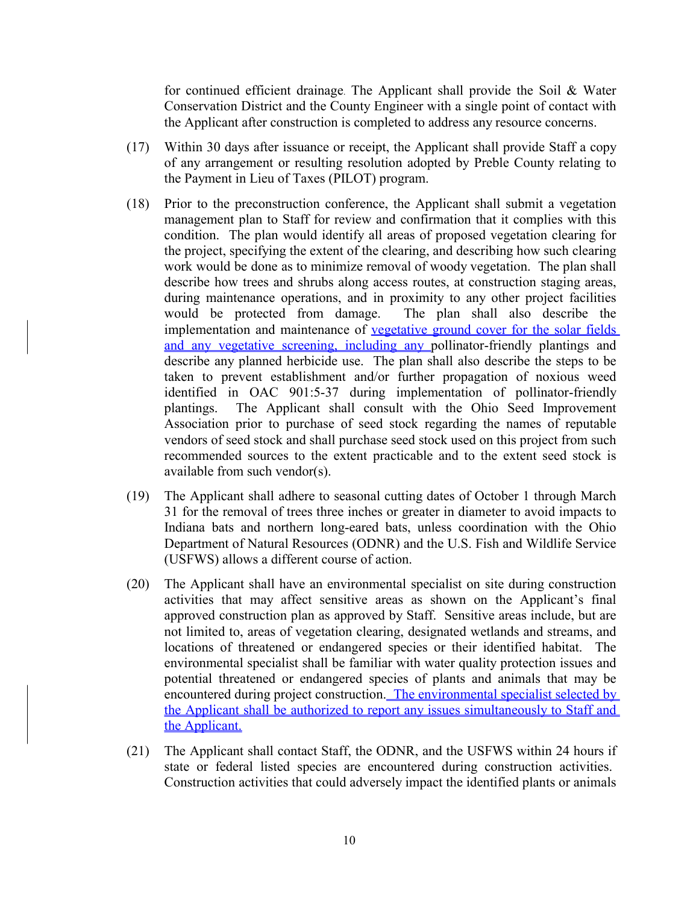for continued efficient drainage. The Applicant shall provide the Soil & Water Conservation District and the County Engineer with a single point of contact with the Applicant after construction is completed to address any resource concerns.

(17) Within 30 days after issuance or receipt, the Applicant shall provide Staff a copy of any arrangement or resulting resolution adopted by Preble County relating to the Payment in Lieu of Taxes (PILOT) program.

(18) Prior to the preconstruction conference, the Applicant shall submit a vegetation management plan to Staff for review and confirmation that it complies with this condition. The plan would identify all areas of proposed vegetation clearing for the project, specifying the extent of the clearing, and describing how such clearing work would be done as to minimize removal of woody vegetation. The plan shall describe how trees and shrubs along access routes, at construction staging areas, during maintenance operations, and in proximity to any other project facilities would be protected from damage. The plan shall also describe the implementation and maintenance of vegetative ground cover for the solar fields and any vegetative screening, including any pollinator-friendly plantings and describe any planned herbicide use. The plan shall also describe the steps to be taken to prevent establishment and/or further propagation of noxious weed identified in OAC 901:5-37 during implementation of pollinator-friendly plantings. The Applicant shall consult with the Ohio Seed Improvement Association prior to purchase of seed stock regarding the names of reputable vendors of seed stock and shall purchase seed stock used on this project from such recommended sources to the extent practicable and to the extent seed stock is available from such vendor(s).

(19) The Applicant shall adhere to seasonal cutting dates of October 1 through March 31 for the removal of trees three inches or greater in diameter to avoid impacts to Indiana bats and northern long-eared bats, unless coordination with the Ohio Department of Natural Resources (ODNR) and the U.S. Fish and Wildlife Service (USFWS) allows a different course of action.

(20) The Applicant shall have an environmental specialist on site during construction activities that may affect sensitive areas as shown on the Applicant's final approved construction plan as approved by Staff. Sensitive areas include, but are not limited to, areas of vegetation clearing, designated wetlands and streams, and locations of threatened or endangered species or their identified habitat. The environmental specialist shall be familiar with water quality protection issues and potential threatened or endangered species of plants and animals that may be encountered during project construction. The environmental specialist selected by the Applicant shall be authorized to report any issues simultaneously to Staff and the Applicant.

(21) The Applicant shall contact Staff, the ODNR, and the USFWS within 24 hours if state or federal listed species are encountered during construction activities. Construction activities that could adversely impact the identified plants or animals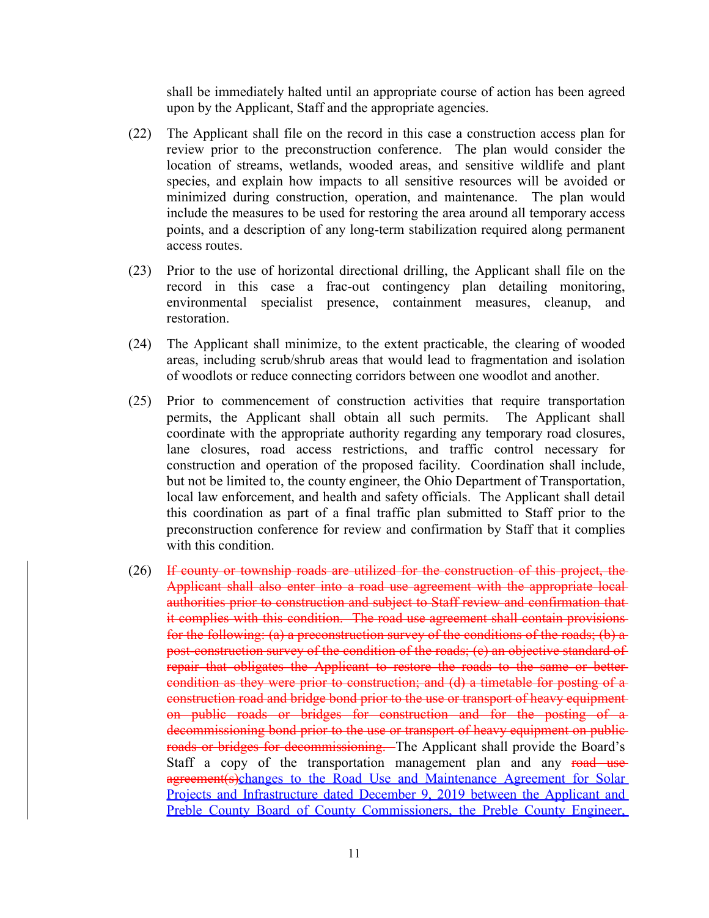shall be immediately halted until an appropriate course of action has been agreed upon by the Applicant, Staff and the appropriate agencies.

(22) The Applicant shall file on the record in this case a construction access plan for review prior to the preconstruction conference. The plan would consider the location of streams, wetlands, wooded areas, and sensitive wildlife and plant species, and explain how impacts to all sensitive resources will be avoided or minimized during construction, operation, and maintenance. The plan would include the measures to be used for restoring the area around all temporary access points, and a description of any long-term stabilization required along permanent access routes.

(23) Prior to the use of horizontal directional drilling, the Applicant shall file on the record in this case a frac-out contingency plan detailing monitoring, environmental specialist presence, containment measures, cleanup, and restoration.

(24) The Applicant shall minimize, to the extent practicable, the clearing of wooded areas, including scrub/shrub areas that would lead to fragmentation and isolation of woodlots or reduce connecting corridors between one woodlot and another.

(25) Prior to commencement of construction activities that require transportation permits, the Applicant shall obtain all such permits. The Applicant shall coordinate with the appropriate authority regarding any temporary road closures, lane closures, road access restrictions, and traffic control necessary for construction and operation of the proposed facility. Coordination shall include, but not be limited to, the county engineer, the Ohio Department of Transportation, local law enforcement, and health and safety officials. The Applicant shall detail this coordination as part of a final traffic plan submitted to Staff prior to the preconstruction conference for review and confirmation by Staff that it complies with this condition.

(26) ~~If county or township roads are utilized for the construction of this project, the Applicant shall also enter into a road use agreement with the appropriate local authorities prior to construction and subject to Staff review and confirmation that it complies with this condition. The road use agreement shall contain provisions for the following: (a) a preconstruction survey of the conditions of the roads; (b) a post-construction survey of the condition of the roads; (c) an objective standard of repair that obligates the Applicant to restore the roads to the same or better condition as they were prior to construction; and (d) a timetable for posting of a construction road and bridge bond prior to the use or transport of heavy equipment on public roads or bridges for construction and for the posting of a decommissioning bond prior to the use or transport of heavy equipment on public roads or bridges for decommissioning.~~ The Applicant shall provide the Board's Staff a copy of the transportation management plan and any ~~road use agreement(s)~~<u>changes to the Road Use and Maintenance Agreement for Solar Projects and Infrastructure dated December 9, 2019 between the Applicant and Preble County Board of County Commissioners, the Preble County Engineer,</u>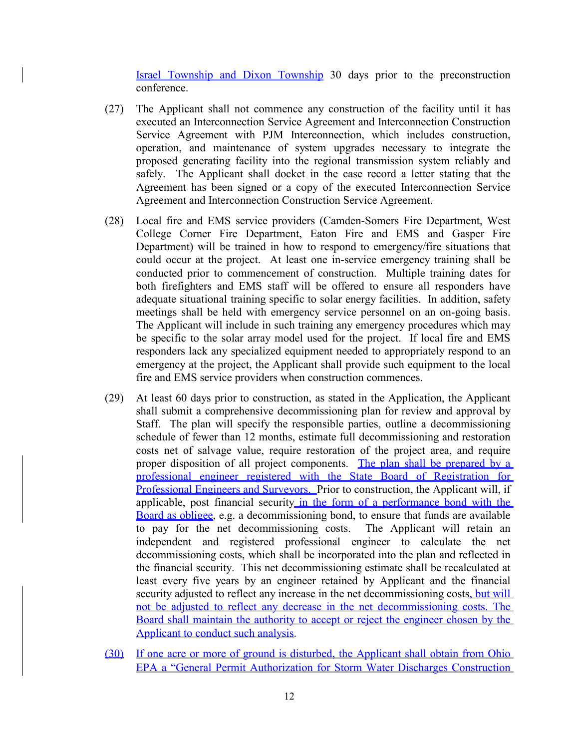Israel Township and Dixon Township 30 days prior to the preconstruction conference.

(27) The Applicant shall not commence any construction of the facility until it has executed an Interconnection Service Agreement and Interconnection Construction Service Agreement with PJM Interconnection, which includes construction, operation, and maintenance of system upgrades necessary to integrate the proposed generating facility into the regional transmission system reliably and safely. The Applicant shall docket in the case record a letter stating that the Agreement has been signed or a copy of the executed Interconnection Service Agreement and Interconnection Construction Service Agreement.

(28) Local fire and EMS service providers (Camden-Somers Fire Department, West College Corner Fire Department, Eaton Fire and EMS and Gasper Fire Department) will be trained in how to respond to emergency/fire situations that could occur at the project. At least one in-service emergency training shall be conducted prior to commencement of construction. Multiple training dates for both firefighters and EMS staff will be offered to ensure all responders have adequate situational training specific to solar energy facilities. In addition, safety meetings shall be held with emergency service personnel on an on-going basis. The Applicant will include in such training any emergency procedures which may be specific to the solar array model used for the project. If local fire and EMS responders lack any specialized equipment needed to appropriately respond to an emergency at the project, the Applicant shall provide such equipment to the local fire and EMS service providers when construction commences.

(29) At least 60 days prior to construction, as stated in the Application, the Applicant shall submit a comprehensive decommissioning plan for review and approval by Staff. The plan will specify the responsible parties, outline a decommissioning schedule of fewer than 12 months, estimate full decommissioning and restoration costs net of salvage value, require restoration of the project area, and require proper disposition of all project components. The plan shall be prepared by a professional engineer registered with the State Board of Registration for Professional Engineers and Surveyors. Prior to construction, the Applicant will, if applicable, post financial security in the form of a performance bond with the Board as obligee, e.g. a decommissioning bond, to ensure that funds are available to pay for the net decommissioning costs. The Applicant will retain an independent and registered professional engineer to calculate the net decommissioning costs, which shall be incorporated into the plan and reflected in the financial security. This net decommissioning estimate shall be recalculated at least every five years by an engineer retained by Applicant and the financial security adjusted to reflect any increase in the net decommissioning costs, but will not be adjusted to reflect any decrease in the net decommissioning costs. The Board shall maintain the authority to accept or reject the engineer chosen by the Applicant to conduct such analysis.

(30) If one acre or more of ground is disturbed, the Applicant shall obtain from Ohio EPA a "General Permit Authorization for Storm Water Discharges Construction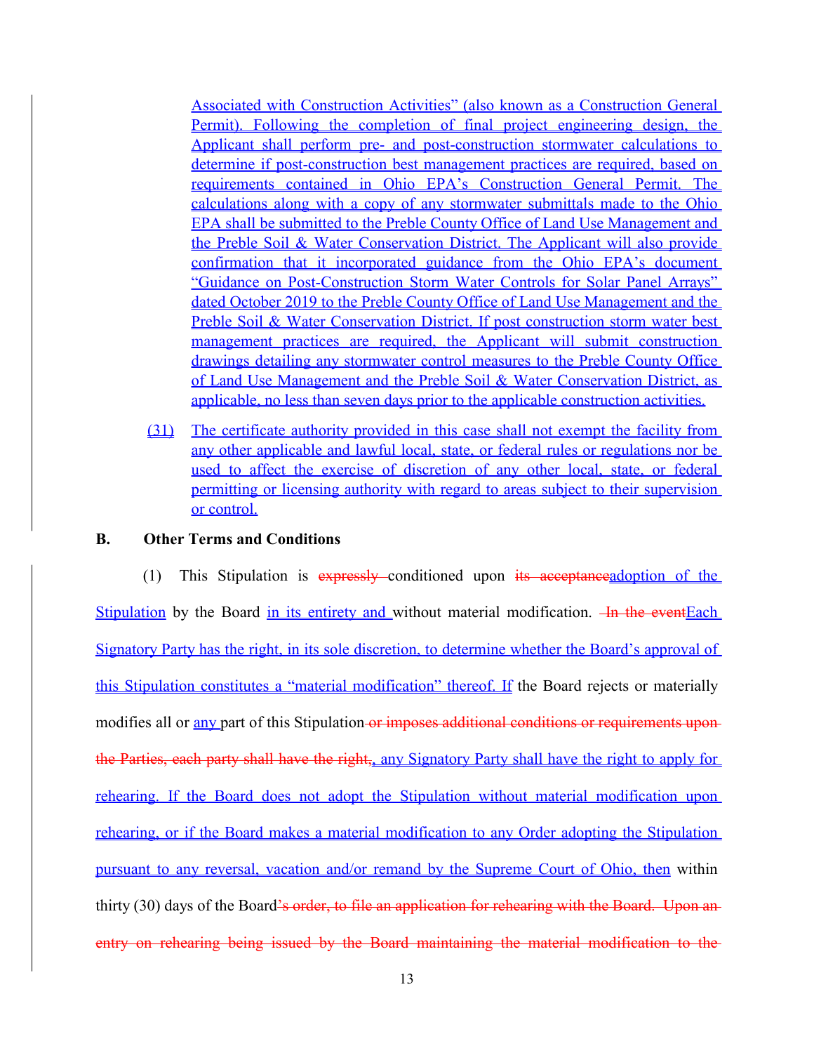Associated with Construction Activities" (also known as a Construction General Permit). Following the completion of final project engineering design, the Applicant shall perform pre- and post-construction stormwater calculations to determine if post-construction best management practices are required, based on requirements contained in Ohio EPA's Construction General Permit. The calculations along with a copy of any stormwater submittals made to the Ohio EPA shall be submitted to the Preble County Office of Land Use Management and the Preble Soil & Water Conservation District. The Applicant will also provide confirmation that it incorporated guidance from the Ohio EPA's document "Guidance on Post-Construction Storm Water Controls for Solar Panel Arrays" dated October 2019 to the Preble County Office of Land Use Management and the Preble Soil & Water Conservation District. If post construction storm water best management practices are required, the Applicant will submit construction drawings detailing any stormwater control measures to the Preble County Office of Land Use Management and the Preble Soil & Water Conservation District, as applicable, no less than seven days prior to the applicable construction activities.

(31) The certificate authority provided in this case shall not exempt the facility from any other applicable and lawful local, state, or federal rules or regulations nor be used to affect the exercise of discretion of any other local, state, or federal permitting or licensing authority with regard to areas subject to their supervision or control.

**B. Other Terms and Conditions**

(1) This Stipulation is ~~expressly~~ conditioned upon ~~its acceptance~~adoption of the Stipulation by the Board in its entirety and without material modification. ~~In the event~~Each Signatory Party has the right, in its sole discretion, to determine whether the Board's approval of this Stipulation constitutes a "material modification" thereof. If the Board rejects or materially modifies all or any part of this Stipulation~~ or imposes additional conditions or requirements upon the Parties, each party shall have the right~~, any Signatory Party shall have the right to apply for rehearing. If the Board does not adopt the Stipulation without material modification upon rehearing, or if the Board makes a material modification to any Order adopting the Stipulation pursuant to any reversal, vacation and/or remand by the Supreme Court of Ohio, then within thirty (30) days of the Board~~'s order, to file an application for rehearing with the Board. Upon an entry on rehearing being issued by the Board maintaining the material modification to the~~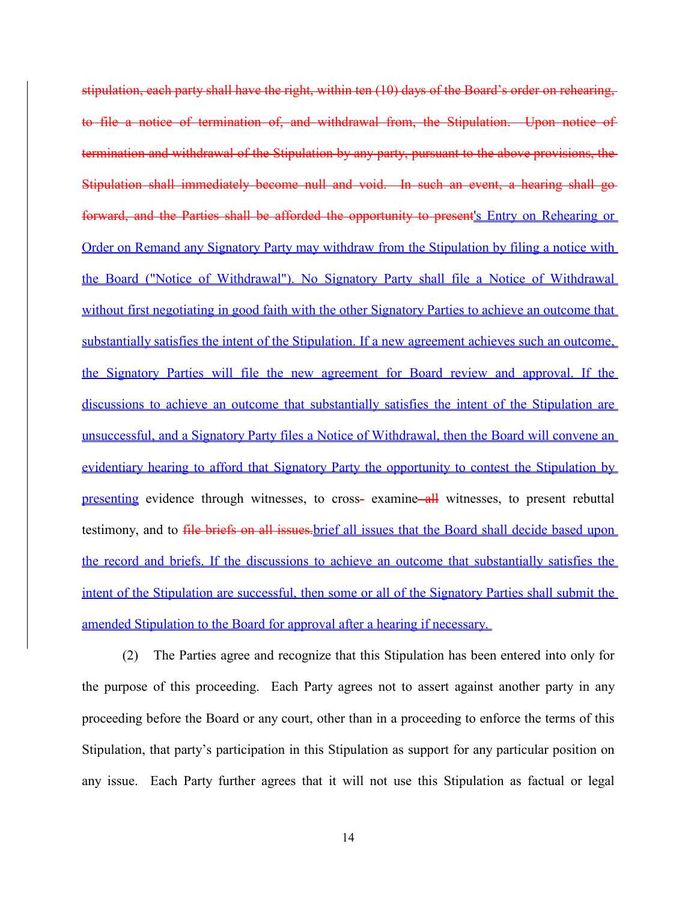~~stipulation, each party shall have the right, within ten (10) days of the Board's order on rehearing, to file a notice of termination of, and withdrawal from, the Stipulation. Upon notice of termination and withdrawal of the Stipulation by any party, pursuant to the above provisions, the Stipulation shall immediately become null and void. In such an event, a hearing shall go forward, and the Parties shall be afforded the opportunity to present~~'s Entry on Rehearing or Order on Remand any Signatory Party may withdraw from the Stipulation by filing a notice with the Board ("Notice of Withdrawal"). No Signatory Party shall file a Notice of Withdrawal without first negotiating in good faith with the other Signatory Parties to achieve an outcome that substantially satisfies the intent of the Stipulation. If a new agreement achieves such an outcome, the Signatory Parties will file the new agreement for Board review and approval. If the discussions to achieve an outcome that substantially satisfies the intent of the Stipulation are unsuccessful, and a Signatory Party files a Notice of Withdrawal, then the Board will convene an evidentiary hearing to afford that Signatory Party the opportunity to contest the Stipulation by presenting evidence through witnesses, to cross~~-~~ examine ~~all~~ witnesses, to present rebuttal testimony, and to ~~file briefs on all issues.~~brief all issues that the Board shall decide based upon the record and briefs. If the discussions to achieve an outcome that substantially satisfies the intent of the Stipulation are successful, then some or all of the Signatory Parties shall submit the amended Stipulation to the Board for approval after a hearing if necessary.

(2) The Parties agree and recognize that this Stipulation has been entered into only for the purpose of this proceeding. Each Party agrees not to assert against another party in any proceeding before the Board or any court, other than in a proceeding to enforce the terms of this Stipulation, that party's participation in this Stipulation as support for any particular position on any issue. Each Party further agrees that it will not use this Stipulation as factual or legal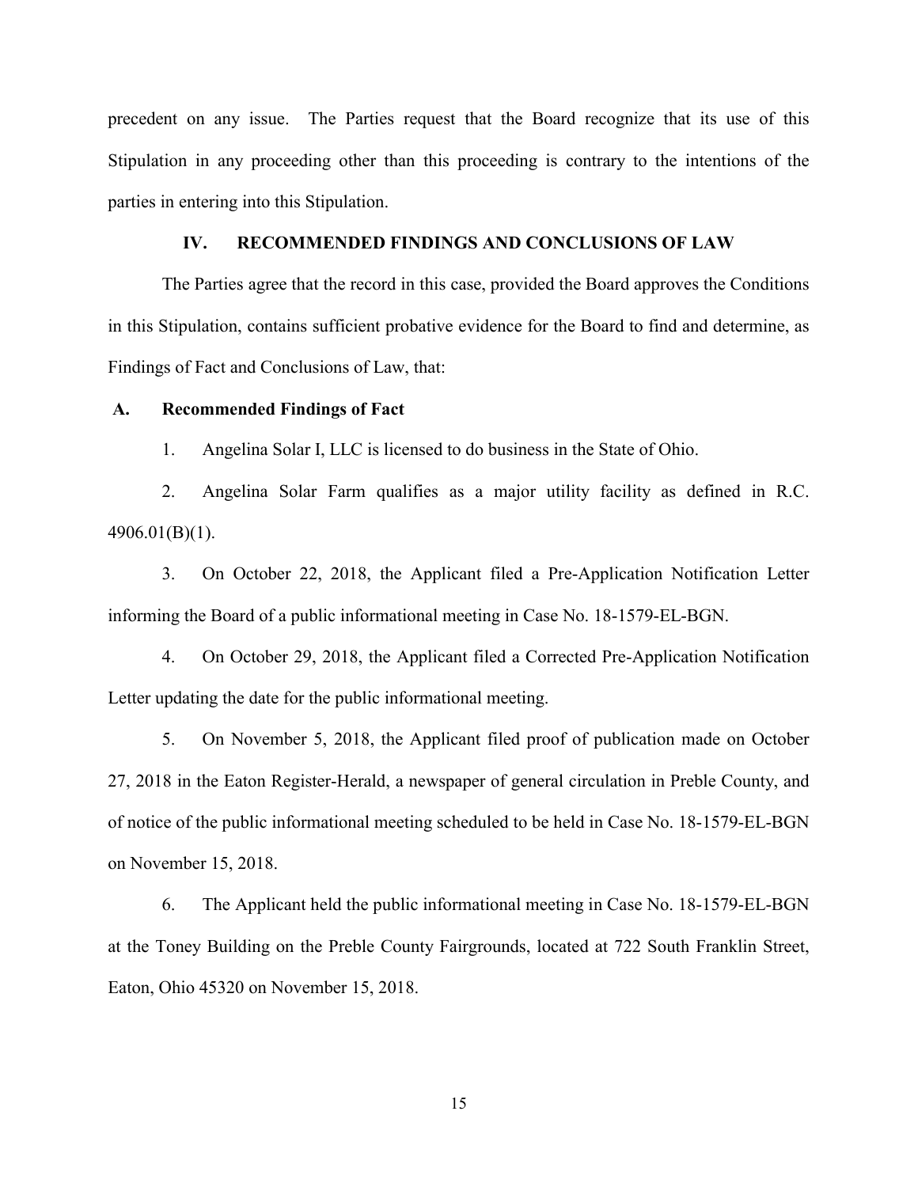precedent on any issue. The Parties request that the Board recognize that its use of this Stipulation in any proceeding other than this proceeding is contrary to the intentions of the parties in entering into this Stipulation.

## IV. RECOMMENDED FINDINGS AND CONCLUSIONS OF LAW

The Parties agree that the record in this case, provided the Board approves the Conditions in this Stipulation, contains sufficient probative evidence for the Board to find and determine, as Findings of Fact and Conclusions of Law, that:

### A. Recommended Findings of Fact

1. Angelina Solar I, LLC is licensed to do business in the State of Ohio.

2. Angelina Solar Farm qualifies as a major utility facility as defined in R.C. 4906.01(B)(1).

3. On October 22, 2018, the Applicant filed a Pre-Application Notification Letter informing the Board of a public informational meeting in Case No. 18-1579-EL-BGN.

4. On October 29, 2018, the Applicant filed a Corrected Pre-Application Notification Letter updating the date for the public informational meeting.

5. On November 5, 2018, the Applicant filed proof of publication made on October 27, 2018 in the Eaton Register-Herald, a newspaper of general circulation in Preble County, and of notice of the public informational meeting scheduled to be held in Case No. 18-1579-EL-BGN on November 15, 2018.

6. The Applicant held the public informational meeting in Case No. 18-1579-EL-BGN at the Toney Building on the Preble County Fairgrounds, located at 722 South Franklin Street, Eaton, Ohio 45320 on November 15, 2018.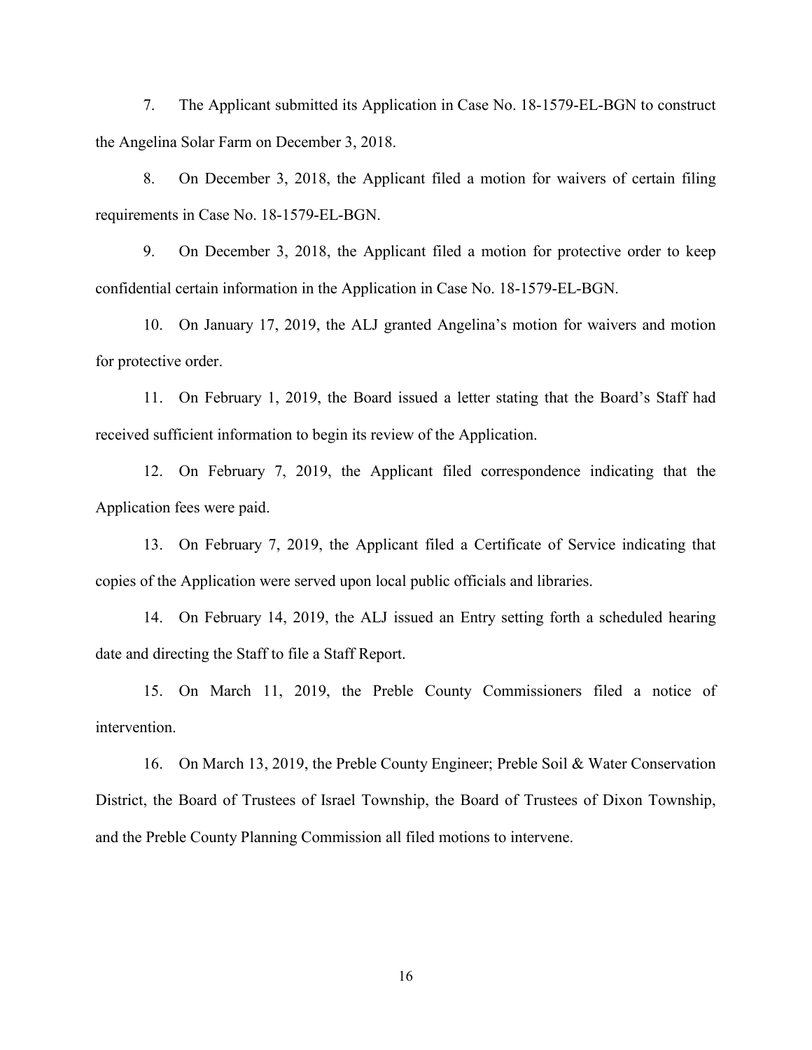7. The Applicant submitted its Application in Case No. 18-1579-EL-BGN to construct the Angelina Solar Farm on December 3, 2018.

8. On December 3, 2018, the Applicant filed a motion for waivers of certain filing requirements in Case No. 18-1579-EL-BGN.

9. On December 3, 2018, the Applicant filed a motion for protective order to keep confidential certain information in the Application in Case No. 18-1579-EL-BGN.

10. On January 17, 2019, the ALJ granted Angelina's motion for waivers and motion for protective order.

11. On February 1, 2019, the Board issued a letter stating that the Board's Staff had received sufficient information to begin its review of the Application.

12. On February 7, 2019, the Applicant filed correspondence indicating that the Application fees were paid.

13. On February 7, 2019, the Applicant filed a Certificate of Service indicating that copies of the Application were served upon local public officials and libraries.

14. On February 14, 2019, the ALJ issued an Entry setting forth a scheduled hearing date and directing the Staff to file a Staff Report.

15. On March 11, 2019, the Preble County Commissioners filed a notice of intervention.

16. On March 13, 2019, the Preble County Engineer; Preble Soil & Water Conservation District, the Board of Trustees of Israel Township, the Board of Trustees of Dixon Township, and the Preble County Planning Commission all filed motions to intervene.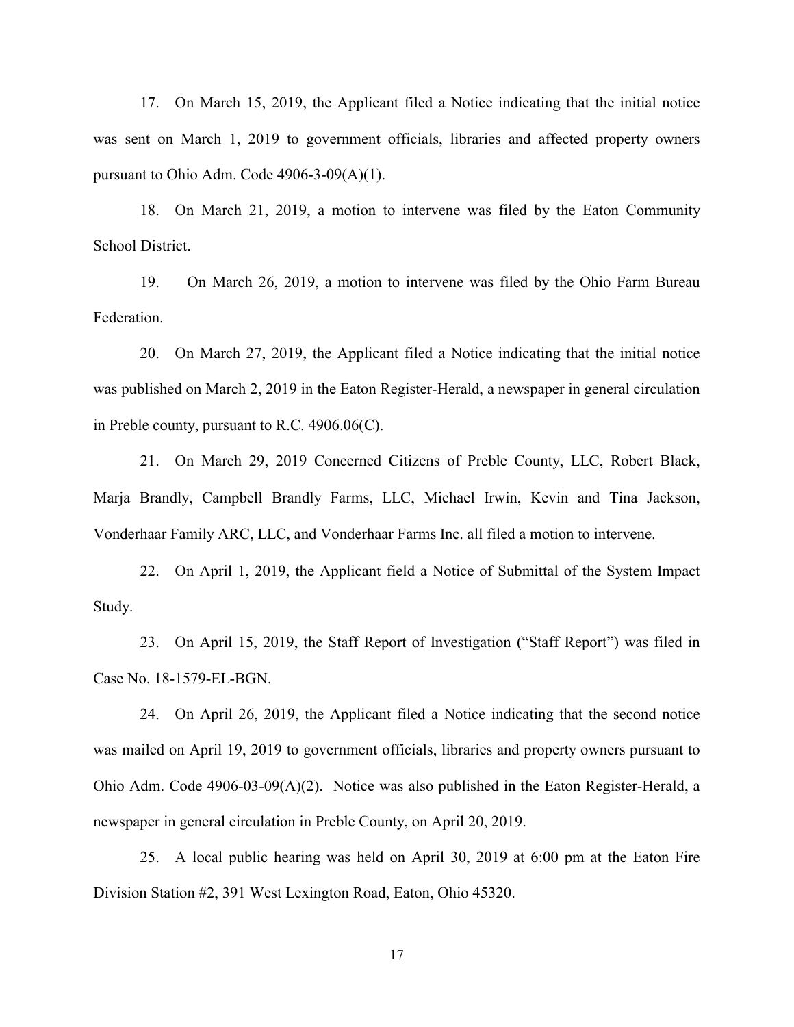17. On March 15, 2019, the Applicant filed a Notice indicating that the initial notice was sent on March 1, 2019 to government officials, libraries and affected property owners pursuant to Ohio Adm. Code 4906-3-09(A)(1).

18. On March 21, 2019, a motion to intervene was filed by the Eaton Community School District.

19. On March 26, 2019, a motion to intervene was filed by the Ohio Farm Bureau Federation.

20. On March 27, 2019, the Applicant filed a Notice indicating that the initial notice was published on March 2, 2019 in the Eaton Register-Herald, a newspaper in general circulation in Preble county, pursuant to R.C. 4906.06(C).

21. On March 29, 2019 Concerned Citizens of Preble County, LLC, Robert Black, Marja Brandly, Campbell Brandly Farms, LLC, Michael Irwin, Kevin and Tina Jackson, Vonderhaar Family ARC, LLC, and Vonderhaar Farms Inc. all filed a motion to intervene.

22. On April 1, 2019, the Applicant field a Notice of Submittal of the System Impact Study.

23. On April 15, 2019, the Staff Report of Investigation ("Staff Report") was filed in Case No. 18-1579-EL-BGN.

24. On April 26, 2019, the Applicant filed a Notice indicating that the second notice was mailed on April 19, 2019 to government officials, libraries and property owners pursuant to Ohio Adm. Code 4906-03-09(A)(2). Notice was also published in the Eaton Register-Herald, a newspaper in general circulation in Preble County, on April 20, 2019.

25. A local public hearing was held on April 30, 2019 at 6:00 pm at the Eaton Fire Division Station #2, 391 West Lexington Road, Eaton, Ohio 45320.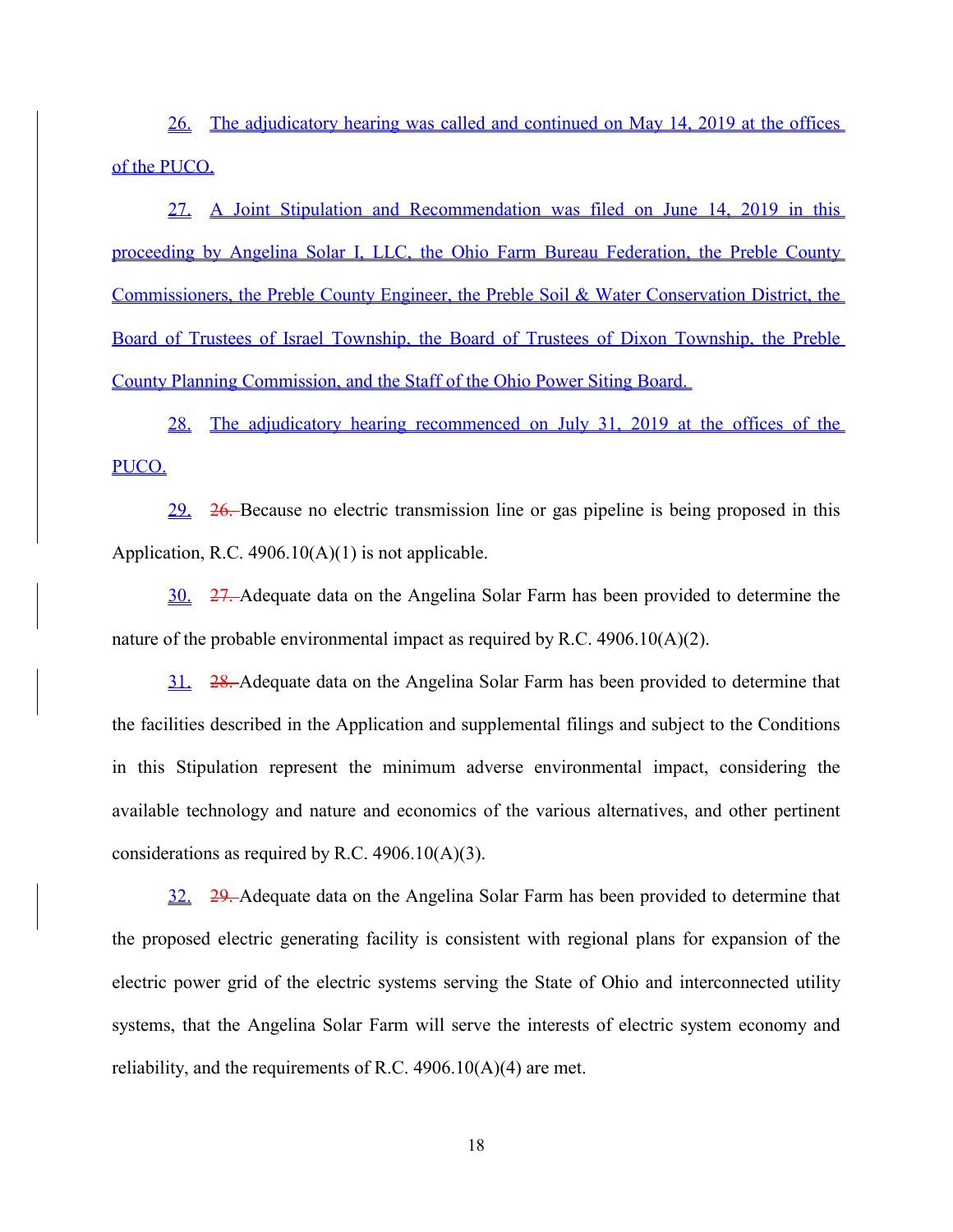26. The adjudicatory hearing was called and continued on May 14, 2019 at the offices of the PUCO.

27. A Joint Stipulation and Recommendation was filed on June 14, 2019 in this proceeding by Angelina Solar I, LLC, the Ohio Farm Bureau Federation, the Preble County Commissioners, the Preble County Engineer, the Preble Soil & Water Conservation District, the Board of Trustees of Israel Township, the Board of Trustees of Dixon Township, the Preble County Planning Commission, and the Staff of the Ohio Power Siting Board.

28. The adjudicatory hearing recommenced on July 31, 2019 at the offices of the PUCO.

29. ~~26.~~ Because no electric transmission line or gas pipeline is being proposed in this Application, R.C. 4906.10(A)(1) is not applicable.

30. ~~27.~~ Adequate data on the Angelina Solar Farm has been provided to determine the nature of the probable environmental impact as required by R.C. 4906.10(A)(2).

31. ~~28.~~ Adequate data on the Angelina Solar Farm has been provided to determine that the facilities described in the Application and supplemental filings and subject to the Conditions in this Stipulation represent the minimum adverse environmental impact, considering the available technology and nature and economics of the various alternatives, and other pertinent considerations as required by R.C. 4906.10(A)(3).

32. ~~29.~~ Adequate data on the Angelina Solar Farm has been provided to determine that the proposed electric generating facility is consistent with regional plans for expansion of the electric power grid of the electric systems serving the State of Ohio and interconnected utility systems, that the Angelina Solar Farm will serve the interests of electric system economy and reliability, and the requirements of R.C. 4906.10(A)(4) are met.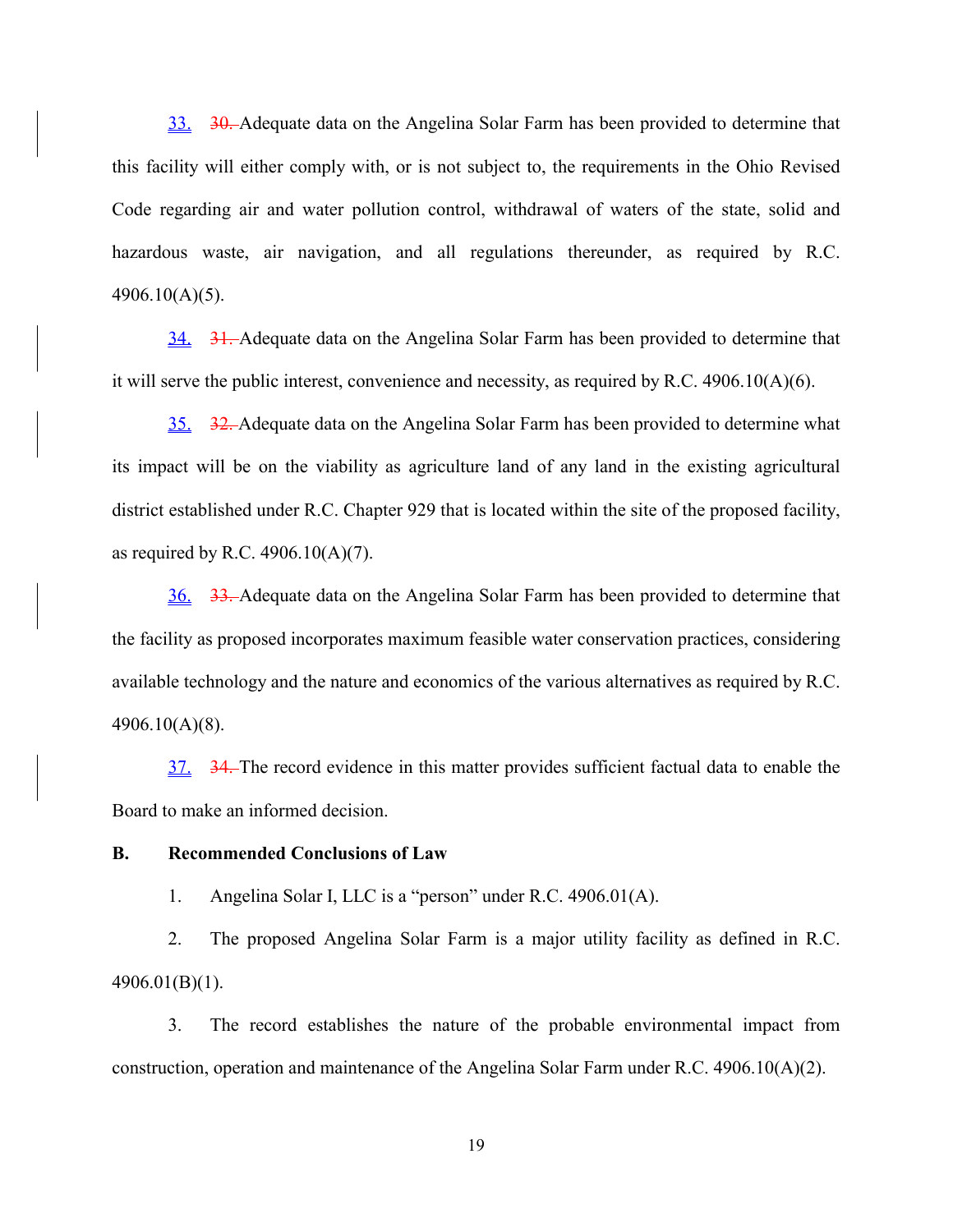33. ~~30.~~ Adequate data on the Angelina Solar Farm has been provided to determine that this facility will either comply with, or is not subject to, the requirements in the Ohio Revised Code regarding air and water pollution control, withdrawal of waters of the state, solid and hazardous waste, air navigation, and all regulations thereunder, as required by R.C. 4906.10(A)(5).

34. ~~31.~~ Adequate data on the Angelina Solar Farm has been provided to determine that it will serve the public interest, convenience and necessity, as required by R.C. 4906.10(A)(6).

35. ~~32.~~ Adequate data on the Angelina Solar Farm has been provided to determine what its impact will be on the viability as agriculture land of any land in the existing agricultural district established under R.C. Chapter 929 that is located within the site of the proposed facility, as required by R.C. 4906.10(A)(7).

36. ~~33.~~ Adequate data on the Angelina Solar Farm has been provided to determine that the facility as proposed incorporates maximum feasible water conservation practices, considering available technology and the nature and economics of the various alternatives as required by R.C. 4906.10(A)(8).

37. ~~34.~~ The record evidence in this matter provides sufficient factual data to enable the Board to make an informed decision.

**B. Recommended Conclusions of Law**

1. Angelina Solar I, LLC is a "person" under R.C. 4906.01(A).

2. The proposed Angelina Solar Farm is a major utility facility as defined in R.C. 4906.01(B)(1).

3. The record establishes the nature of the probable environmental impact from construction, operation and maintenance of the Angelina Solar Farm under R.C. 4906.10(A)(2).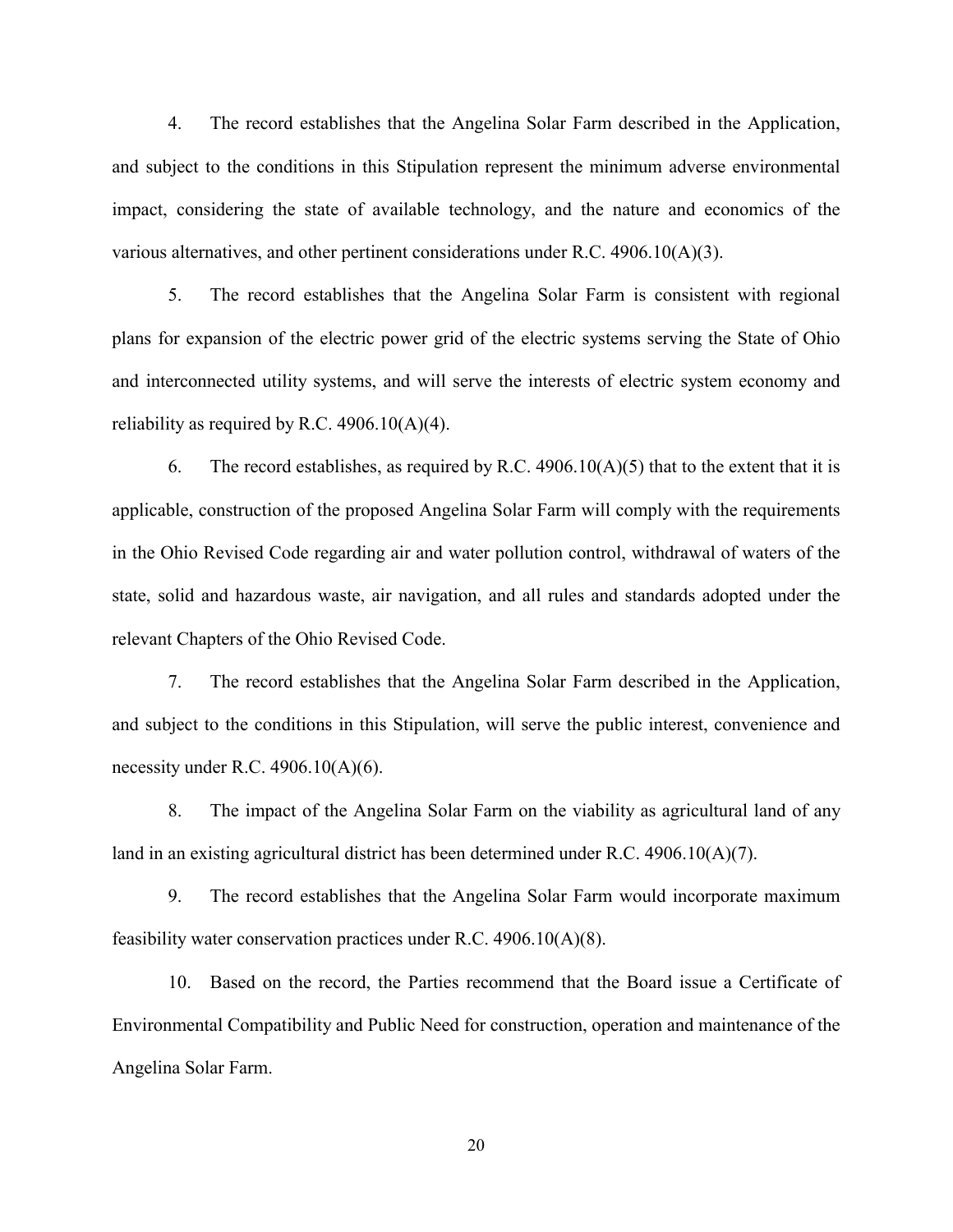4. The record establishes that the Angelina Solar Farm described in the Application, and subject to the conditions in this Stipulation represent the minimum adverse environmental impact, considering the state of available technology, and the nature and economics of the various alternatives, and other pertinent considerations under R.C. 4906.10(A)(3).

5. The record establishes that the Angelina Solar Farm is consistent with regional plans for expansion of the electric power grid of the electric systems serving the State of Ohio and interconnected utility systems, and will serve the interests of electric system economy and reliability as required by R.C. 4906.10(A)(4).

6. The record establishes, as required by R.C. 4906.10(A)(5) that to the extent that it is applicable, construction of the proposed Angelina Solar Farm will comply with the requirements in the Ohio Revised Code regarding air and water pollution control, withdrawal of waters of the state, solid and hazardous waste, air navigation, and all rules and standards adopted under the relevant Chapters of the Ohio Revised Code.

7. The record establishes that the Angelina Solar Farm described in the Application, and subject to the conditions in this Stipulation, will serve the public interest, convenience and necessity under R.C. 4906.10(A)(6).

8. The impact of the Angelina Solar Farm on the viability as agricultural land of any land in an existing agricultural district has been determined under R.C. 4906.10(A)(7).

9. The record establishes that the Angelina Solar Farm would incorporate maximum feasibility water conservation practices under R.C. 4906.10(A)(8).

10. Based on the record, the Parties recommend that the Board issue a Certificate of Environmental Compatibility and Public Need for construction, operation and maintenance of the Angelina Solar Farm.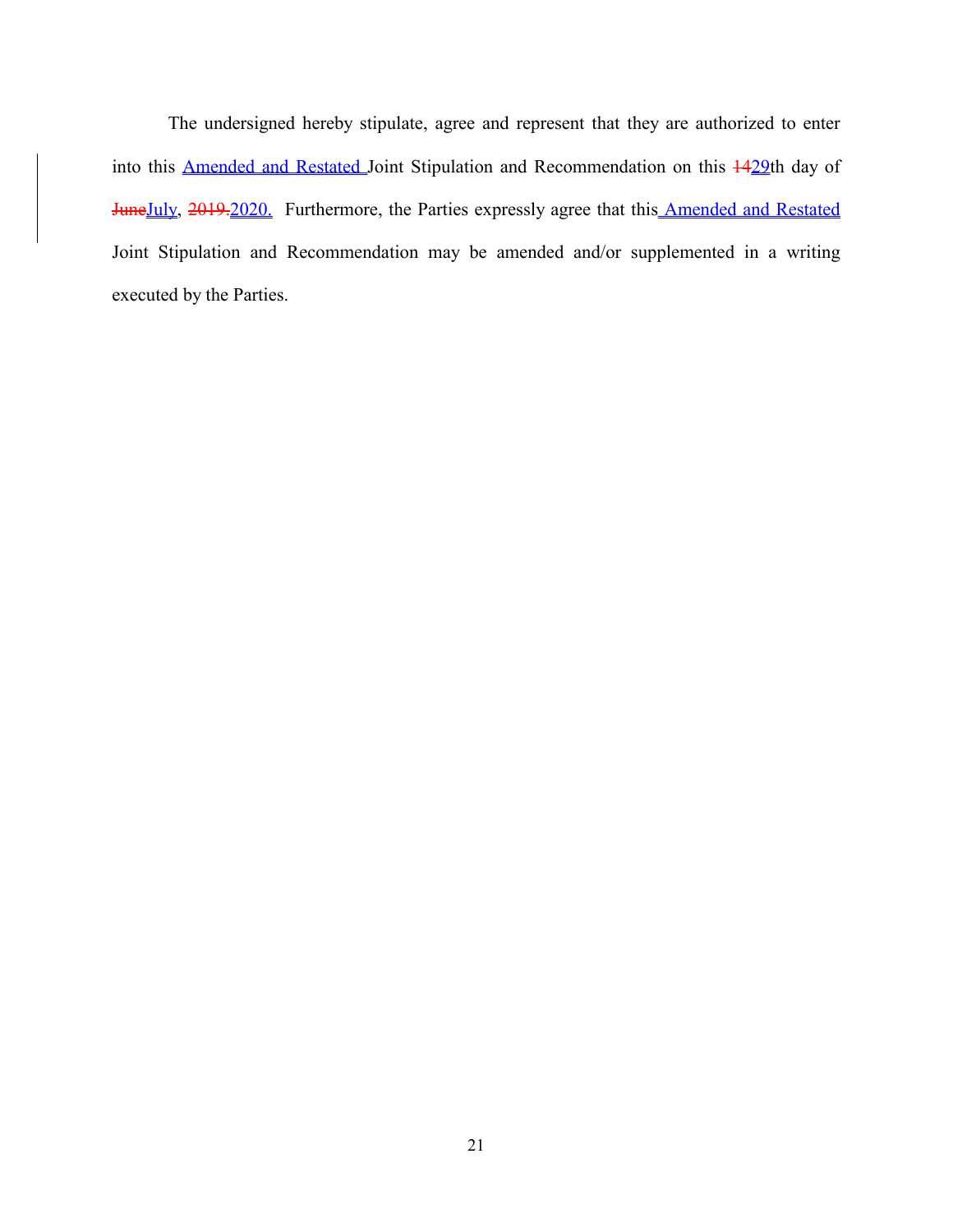The undersigned hereby stipulate, agree and represent that they are authorized to enter into this Amended and Restated Joint Stipulation and Recommendation on this ~~14~~29th day of ~~June~~July, ~~2019.~~2020. Furthermore, the Parties expressly agree that this Amended and Restated Joint Stipulation and Recommendation may be amended and/or supplemented in a writing executed by the Parties.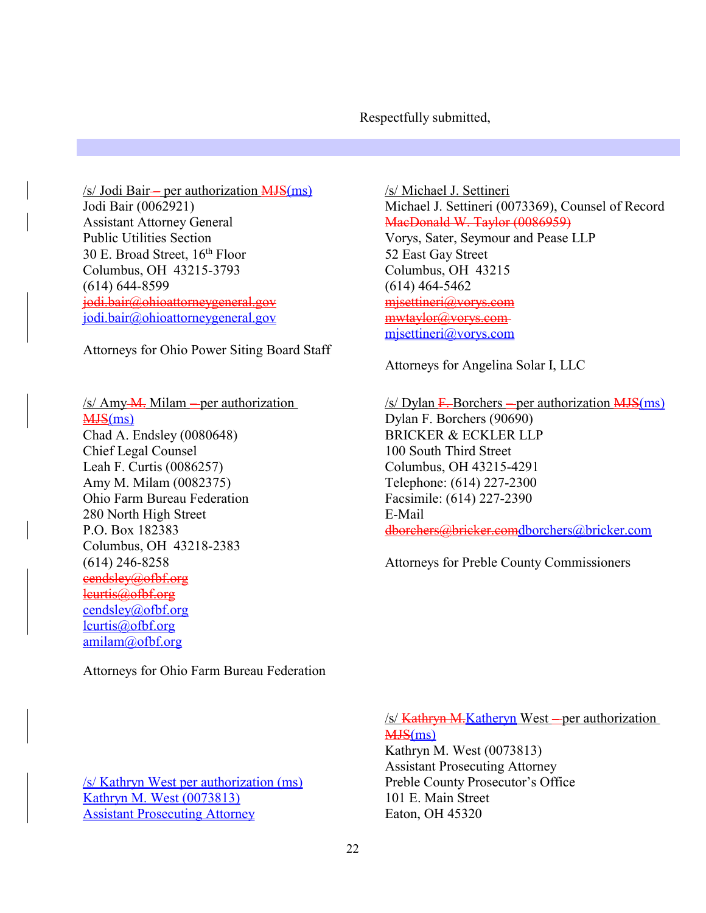Respectfully submitted,

/s/ Jodi Bair – per authorization ~~MJS~~(ms)
Jodi Bair (0062921)
Assistant Attorney General
Public Utilities Section
30 E. Broad Street, 16th Floor
Columbus, OH 43215-3793
(614) 644-8599
~~jodi.bair@ohioattorneygeneral.gov~~
jodi.bair@ohioattorneygeneral.gov

Attorneys for Ohio Power Siting Board Staff

/s/ Michael J. Settineri
Michael J. Settineri (0073369), Counsel of Record
~~MacDonald W. Taylor (0086959)~~
Vorys, Sater, Seymour and Pease LLP
52 East Gay Street
Columbus, OH 43215
(614) 464-5462
~~mjsettineri@vorys.com~~
~~mwtaylor@vorys.com~~
mjsettineri@vorys.com

Attorneys for Angelina Solar I, LLC

/s/ Amy ~~M.~~ Milam – per authorization ~~MJS~~(ms)
Chad A. Endsley (0080648)
Chief Legal Counsel
Leah F. Curtis (0086257)
Amy M. Milam (0082375)
Ohio Farm Bureau Federation
280 North High Street
P.O. Box 182383
Columbus, OH 43218-2383
(614) 246-8258
~~cendsley@ofbf.org~~
~~lcurtis@ofbf.org~~
cendsley@ofbf.org
lcurtis@ofbf.org
amilam@ofbf.org

Attorneys for Ohio Farm Bureau Federation

/s/ Dylan ~~F.~~ Borchers – per authorization ~~MJS~~(ms)
Dylan F. Borchers (90690)
BRICKER & ECKLER LLP
100 South Third Street
Columbus, OH 43215-4291
Telephone: (614) 227-2300
Facsimile: (614) 227-2390
E-Mail
~~dborchers@bricker.com~~dborchers@bricker.com

Attorneys for Preble County Commissioners

/s/ Kathryn West per authorization (ms)
Kathryn M. West (0073813)
Assistant Prosecuting Attorney

/s/ ~~Kathryn M.~~Katheryn West – per authorization ~~MJS~~(ms)
Kathryn M. West (0073813)
Assistant Prosecuting Attorney
Preble County Prosecutor's Office
101 E. Main Street
Eaton, OH 45320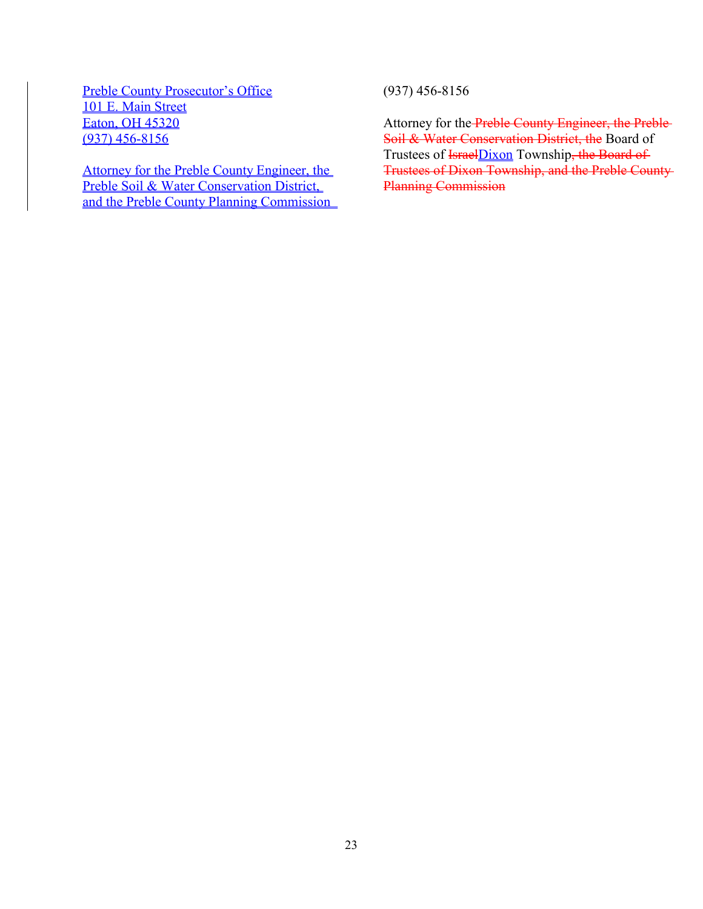Preble County Prosecutor's Office
101 E. Main Street
Eaton, OH 45320
(937) 456-8156

Attorney for the Preble County Engineer, the Preble Soil & Water Conservation District, and the Preble County Planning Commission

(937) 456-8156

Attorney for the ~~Preble County Engineer, the Preble Soil & Water Conservation District, the~~ Board of Trustees of ~~Israel~~Dixon Township~~, the Board of Trustees of Dixon Township, and the Preble County Planning Commission~~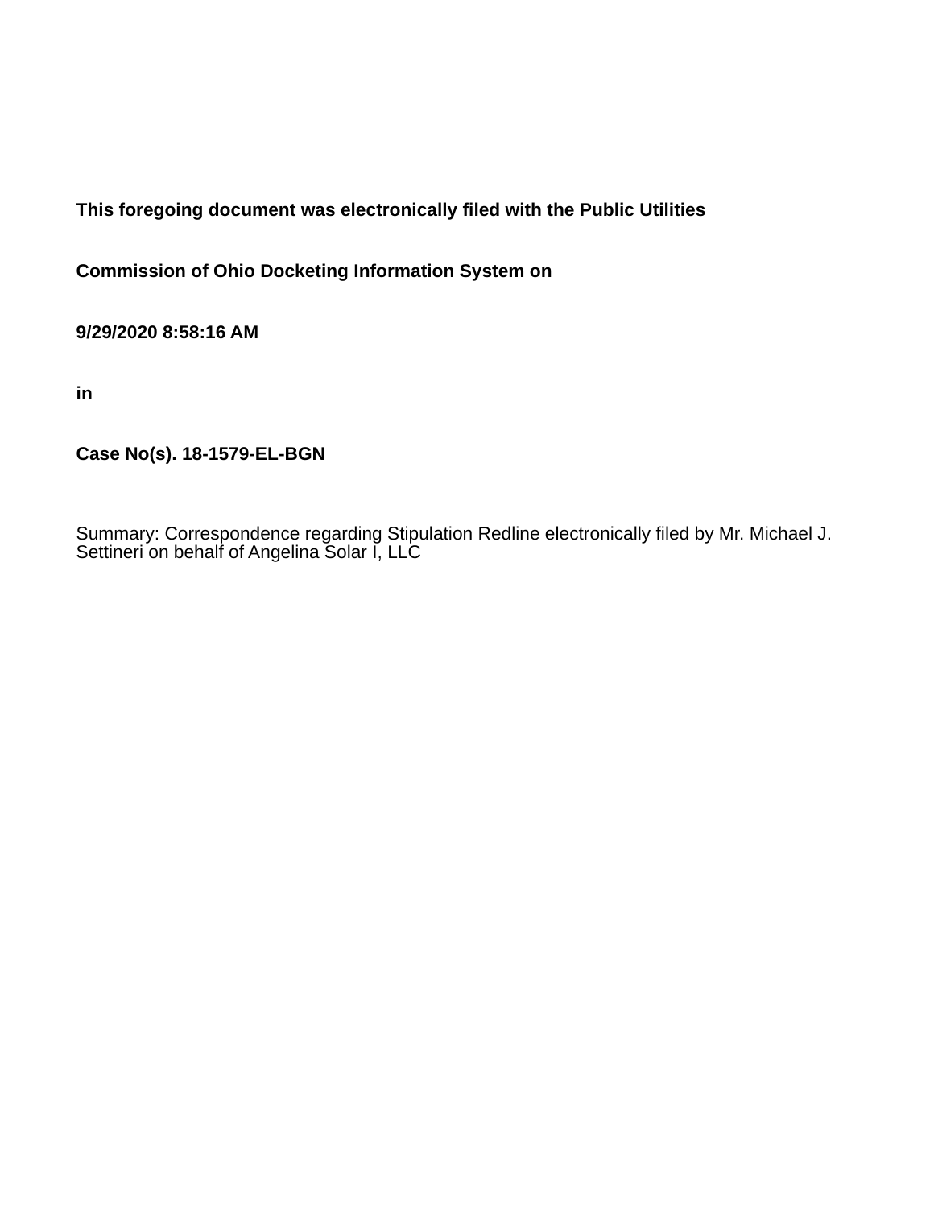**This foregoing document was electronically filed with the Public Utilities**

**Commission of Ohio Docketing Information System on**

**9/29/2020 8:58:16 AM**

**in**

**Case No(s). 18-1579-EL-BGN**

Summary: Correspondence regarding Stipulation Redline electronically filed by Mr. Michael J. Settineri on behalf of Angelina Solar I, LLC